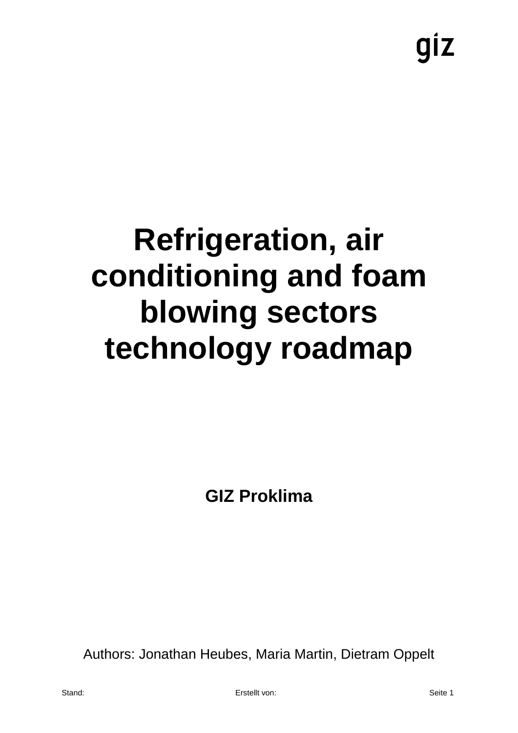# Refrigeration, air conditioning and foam blowing sectors technology roadmap

**GIZ Proklima**

Authors: Jonathan Heubes, Maria Martin, Dietram Oppelt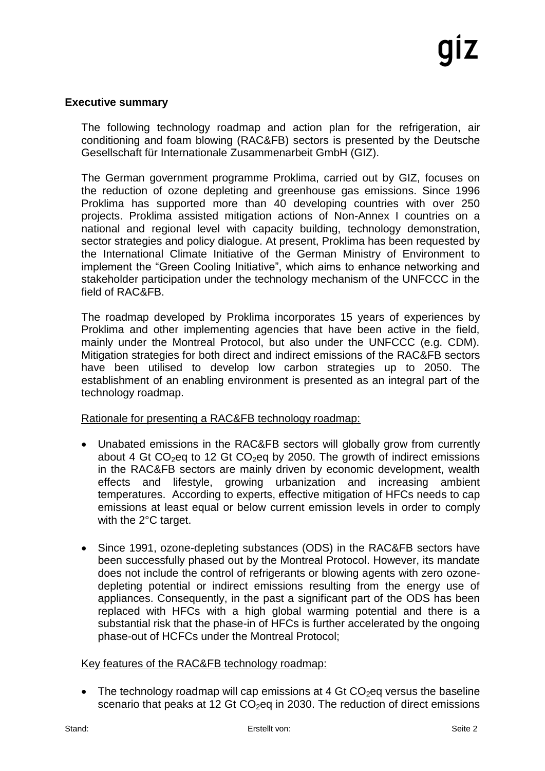## Executive summary

The following technology roadmap and action plan for the refrigeration, air conditioning and foam blowing (RAC&FB) sectors is presented by the Deutsche Gesellschaft für Internationale Zusammenarbeit GmbH (GIZ).

The German government programme Proklima, carried out by GIZ, focuses on the reduction of ozone depleting and greenhouse gas emissions. Since 1996 Proklima has supported more than 40 developing countries with over 250 projects. Proklima assisted mitigation actions of Non-Annex I countries on a national and regional level with capacity building, technology demonstration, sector strategies and policy dialogue. At present, Proklima has been requested by the International Climate Initiative of the German Ministry of Environment to implement the "Green Cooling Initiative", which aims to enhance networking and stakeholder participation under the technology mechanism of the UNFCCC in the field of RAC&FB.

The roadmap developed by Proklima incorporates 15 years of experiences by Proklima and other implementing agencies that have been active in the field, mainly under the Montreal Protocol, but also under the UNFCCC (e.g. CDM). Mitigation strategies for both direct and indirect emissions of the RAC&FB sectors have been utilised to develop low carbon strategies up to 2050. The establishment of an enabling environment is presented as an integral part of the technology roadmap.

Rationale for presenting a RAC&FB technology roadmap:

- Unabated emissions in the RAC&FB sectors will globally grow from currently about 4 Gt $CO_2$eq to 12 Gt $CO_2$eq by 2050. The growth of indirect emissions in the RAC&FB sectors are mainly driven by economic development, wealth effects and lifestyle, growing urbanization and increasing ambient temperatures. According to experts, effective mitigation of HFCs needs to cap emissions at least equal or below current emission levels in order to comply with the 2°C target.

- Since 1991, ozone-depleting substances (ODS) in the RAC&FB sectors have been successfully phased out by the Montreal Protocol. However, its mandate does not include the control of refrigerants or blowing agents with zero ozone-depleting potential or indirect emissions resulting from the energy use of appliances. Consequently, in the past a significant part of the ODS has been replaced with HFCs with a high global warming potential and there is a substantial risk that the phase-in of HFCs is further accelerated by the ongoing phase-out of HCFCs under the Montreal Protocol;

Key features of the RAC&FB technology roadmap:

- The technology roadmap will cap emissions at 4 Gt $CO_2$eq versus the baseline scenario that peaks at 12 Gt $CO_2$eq in 2030. The reduction of direct emissions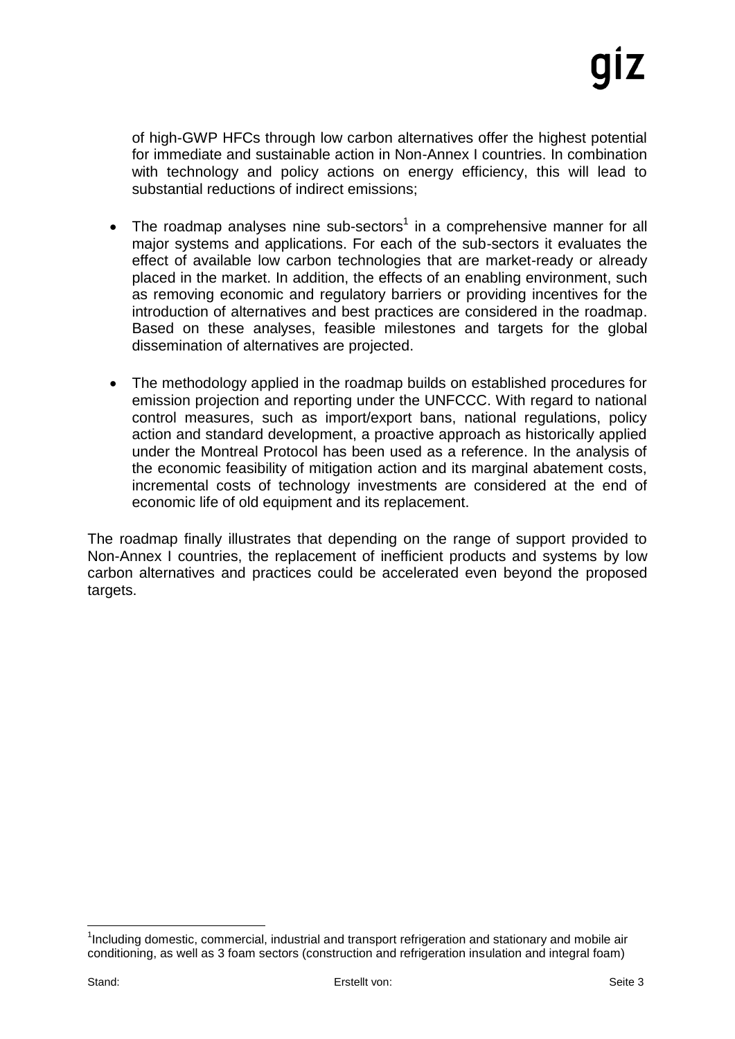of high-GWP HFCs through low carbon alternatives offer the highest potential for immediate and sustainable action in Non-Annex I countries. In combination with technology and policy actions on energy efficiency, this will lead to substantial reductions of indirect emissions;

- The roadmap analyses nine sub-sectors[1] in a comprehensive manner for all major systems and applications. For each of the sub-sectors it evaluates the effect of available low carbon technologies that are market-ready or already placed in the market. In addition, the effects of an enabling environment, such as removing economic and regulatory barriers or providing incentives for the introduction of alternatives and best practices are considered in the roadmap. Based on these analyses, feasible milestones and targets for the global dissemination of alternatives are projected.

- The methodology applied in the roadmap builds on established procedures for emission projection and reporting under the UNFCCC. With regard to national control measures, such as import/export bans, national regulations, policy action and standard development, a proactive approach as historically applied under the Montreal Protocol has been used as a reference. In the analysis of the economic feasibility of mitigation action and its marginal abatement costs, incremental costs of technology investments are considered at the end of economic life of old equipment and its replacement.

The roadmap finally illustrates that depending on the range of support provided to Non-Annex I countries, the replacement of inefficient products and systems by low carbon alternatives and practices could be accelerated even beyond the proposed targets.

[1] Including domestic, commercial, industrial and transport refrigeration and stationary and mobile air conditioning, as well as 3 foam sectors (construction and refrigeration insulation and integral foam)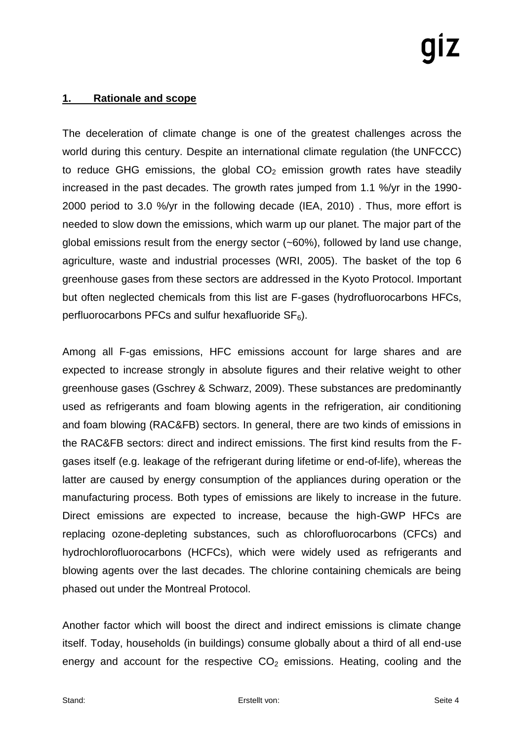## 1. Rationale and scope

The deceleration of climate change is one of the greatest challenges across the world during this century. Despite an international climate regulation (the UNFCCC) to reduce GHG emissions, the global $CO_2$ emission growth rates have steadily increased in the past decades. The growth rates jumped from 1.1 %/yr in the 1990-2000 period to 3.0 %/yr in the following decade (IEA, 2010) . Thus, more effort is needed to slow down the emissions, which warm up our planet. The major part of the global emissions result from the energy sector (~60%), followed by land use change, agriculture, waste and industrial processes (WRI, 2005). The basket of the top 6 greenhouse gases from these sectors are addressed in the Kyoto Protocol. Important but often neglected chemicals from this list are F-gases (hydrofluorocarbons HFCs, perfluorocarbons PFCs and sulfur hexafluoride $SF_6$).

Among all F-gas emissions, HFC emissions account for large shares and are expected to increase strongly in absolute figures and their relative weight to other greenhouse gases (Gschrey & Schwarz, 2009). These substances are predominantly used as refrigerants and foam blowing agents in the refrigeration, air conditioning and foam blowing (RAC&FB) sectors. In general, there are two kinds of emissions in the RAC&FB sectors: direct and indirect emissions. The first kind results from the F-gases itself (e.g. leakage of the refrigerant during lifetime or end-of-life), whereas the latter are caused by energy consumption of the appliances during operation or the manufacturing process. Both types of emissions are likely to increase in the future. Direct emissions are expected to increase, because the high-GWP HFCs are replacing ozone-depleting substances, such as chlorofluorocarbons (CFCs) and hydrochlorofluorocarbons (HCFCs), which were widely used as refrigerants and blowing agents over the last decades. The chlorine containing chemicals are being phased out under the Montreal Protocol.

Another factor which will boost the direct and indirect emissions is climate change itself. Today, households (in buildings) consume globally about a third of all end-use energy and account for the respective $CO_2$ emissions. Heating, cooling and the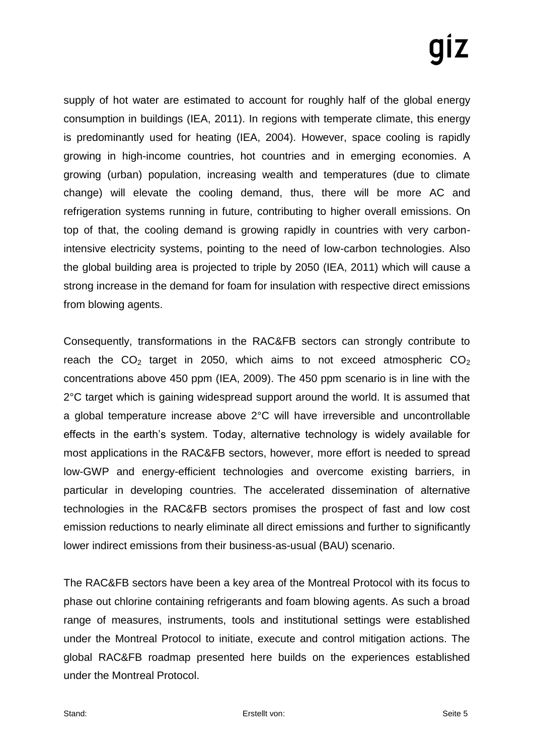supply of hot water are estimated to account for roughly half of the global energy consumption in buildings (IEA, 2011). In regions with temperate climate, this energy is predominantly used for heating (IEA, 2004). However, space cooling is rapidly growing in high-income countries, hot countries and in emerging economies. A growing (urban) population, increasing wealth and temperatures (due to climate change) will elevate the cooling demand, thus, there will be more AC and refrigeration systems running in future, contributing to higher overall emissions. On top of that, the cooling demand is growing rapidly in countries with very carbon-intensive electricity systems, pointing to the need of low-carbon technologies. Also the global building area is projected to triple by 2050 (IEA, 2011) which will cause a strong increase in the demand for foam for insulation with respective direct emissions from blowing agents.

Consequently, transformations in the RAC&FB sectors can strongly contribute to reach the $CO_2$ target in 2050, which aims to not exceed atmospheric $CO_2$ concentrations above 450 ppm (IEA, 2009). The 450 ppm scenario is in line with the 2°C target which is gaining widespread support around the world. It is assumed that a global temperature increase above 2°C will have irreversible and uncontrollable effects in the earth's system. Today, alternative technology is widely available for most applications in the RAC&FB sectors, however, more effort is needed to spread low-GWP and energy-efficient technologies and overcome existing barriers, in particular in developing countries. The accelerated dissemination of alternative technologies in the RAC&FB sectors promises the prospect of fast and low cost emission reductions to nearly eliminate all direct emissions and further to significantly lower indirect emissions from their business-as-usual (BAU) scenario.

The RAC&FB sectors have been a key area of the Montreal Protocol with its focus to phase out chlorine containing refrigerants and foam blowing agents. As such a broad range of measures, instruments, tools and institutional settings were established under the Montreal Protocol to initiate, execute and control mitigation actions. The global RAC&FB roadmap presented here builds on the experiences established under the Montreal Protocol.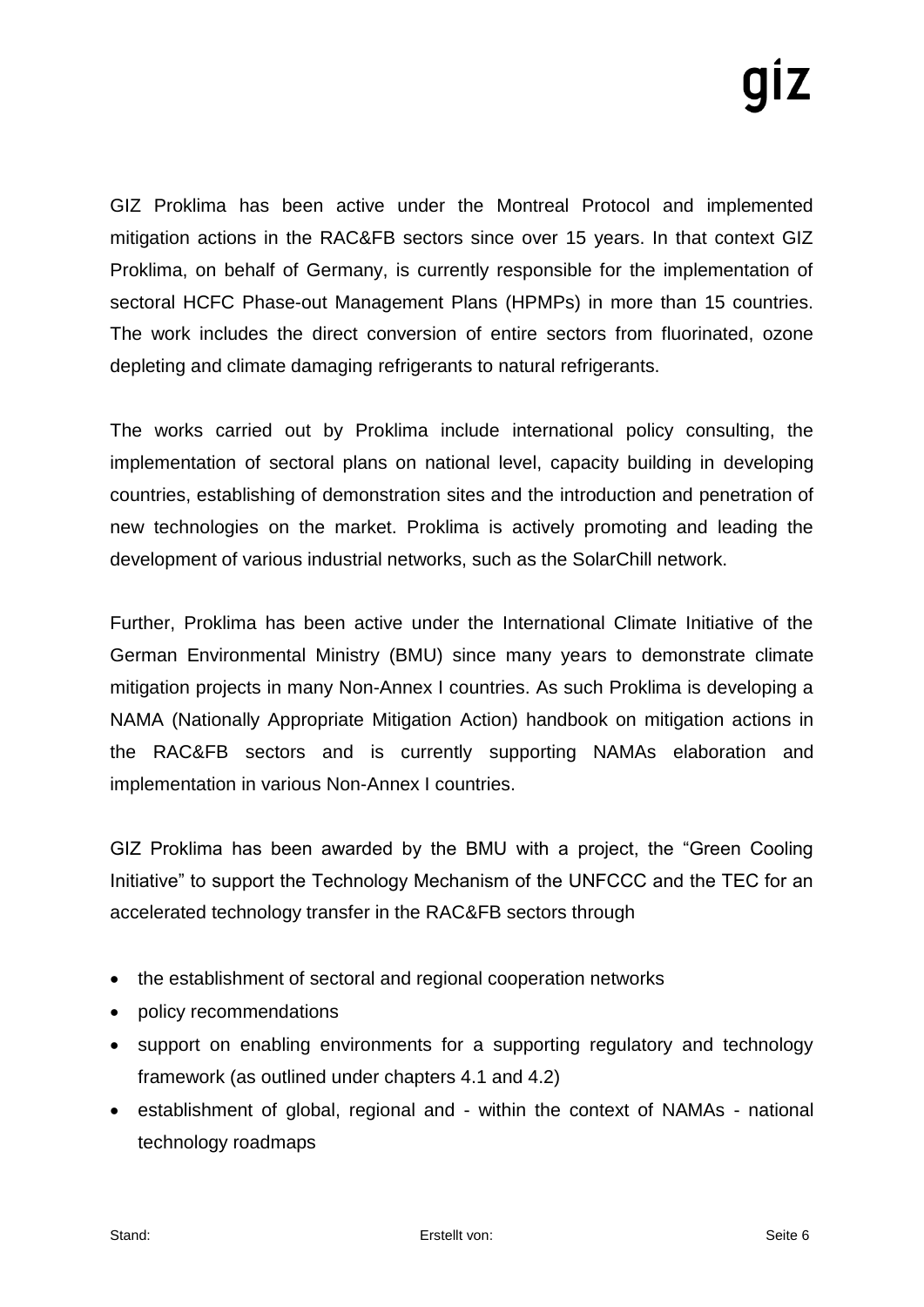GIZ Proklima has been active under the Montreal Protocol and implemented mitigation actions in the RAC&FB sectors since over 15 years. In that context GIZ Proklima, on behalf of Germany, is currently responsible for the implementation of sectoral HCFC Phase-out Management Plans (HPMPs) in more than 15 countries. The work includes the direct conversion of entire sectors from fluorinated, ozone depleting and climate damaging refrigerants to natural refrigerants.

The works carried out by Proklima include international policy consulting, the implementation of sectoral plans on national level, capacity building in developing countries, establishing of demonstration sites and the introduction and penetration of new technologies on the market. Proklima is actively promoting and leading the development of various industrial networks, such as the SolarChill network.

Further, Proklima has been active under the International Climate Initiative of the German Environmental Ministry (BMU) since many years to demonstrate climate mitigation projects in many Non-Annex I countries. As such Proklima is developing a NAMA (Nationally Appropriate Mitigation Action) handbook on mitigation actions in the RAC&FB sectors and is currently supporting NAMAs elaboration and implementation in various Non-Annex I countries.

GIZ Proklima has been awarded by the BMU with a project, the “Green Cooling Initiative” to support the Technology Mechanism of the UNFCCC and the TEC for an accelerated technology transfer in the RAC&FB sectors through

- the establishment of sectoral and regional cooperation networks
- policy recommendations
- support on enabling environments for a supporting regulatory and technology framework (as outlined under chapters 4.1 and 4.2)
- establishment of global, regional and - within the context of NAMAs - national technology roadmaps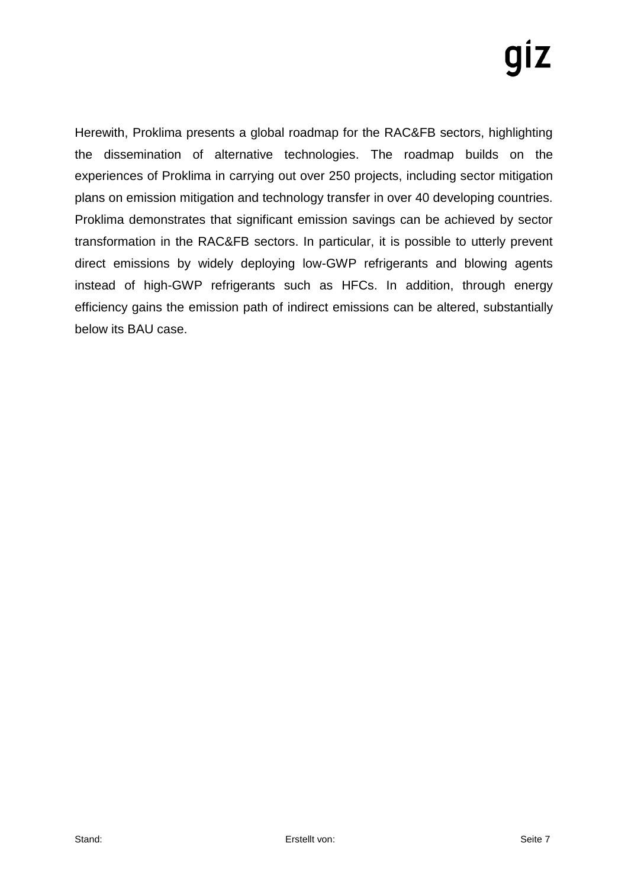Herewith, Proklima presents a global roadmap for the RAC&FB sectors, highlighting the dissemination of alternative technologies. The roadmap builds on the experiences of Proklima in carrying out over 250 projects, including sector mitigation plans on emission mitigation and technology transfer in over 40 developing countries. Proklima demonstrates that significant emission savings can be achieved by sector transformation in the RAC&FB sectors. In particular, it is possible to utterly prevent direct emissions by widely deploying low-GWP refrigerants and blowing agents instead of high-GWP refrigerants such as HFCs. In addition, through energy efficiency gains the emission path of indirect emissions can be altered, substantially below its BAU case.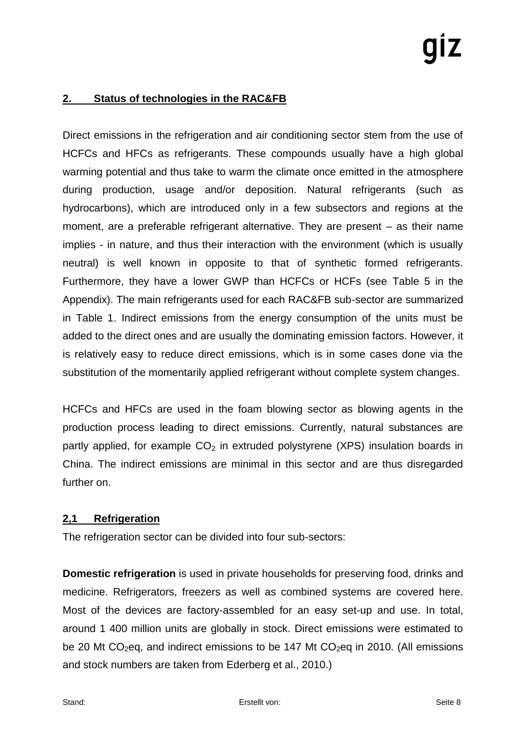## 2. Status of technologies in the RAC&FB

Direct emissions in the refrigeration and air conditioning sector stem from the use of HCFCs and HFCs as refrigerants. These compounds usually have a high global warming potential and thus take to warm the climate once emitted in the atmosphere during production, usage and/or deposition. Natural refrigerants (such as hydrocarbons), which are introduced only in a few subsectors and regions at the moment, are a preferable refrigerant alternative. They are present – as their name implies - in nature, and thus their interaction with the environment (which is usually neutral) is well known in opposite to that of synthetic formed refrigerants. Furthermore, they have a lower GWP than HCFCs or HCFs (see Table 5 in the Appendix). The main refrigerants used for each RAC&FB sub-sector are summarized in Table 1. Indirect emissions from the energy consumption of the units must be added to the direct ones and are usually the dominating emission factors. However, it is relatively easy to reduce direct emissions, which is in some cases done via the substitution of the momentarily applied refrigerant without complete system changes.

HCFCs and HFCs are used in the foam blowing sector as blowing agents in the production process leading to direct emissions. Currently, natural substances are partly applied, for example $CO_2$ in extruded polystyrene (XPS) insulation boards in China. The indirect emissions are minimal in this sector and are thus disregarded further on.

### 2,1 Refrigeration

The refrigeration sector can be divided into four sub-sectors:

**Domestic refrigeration** is used in private households for preserving food, drinks and medicine. Refrigerators, freezers as well as combined systems are covered here. Most of the devices are factory-assembled for an easy set-up and use. In total, around 1 400 million units are globally in stock. Direct emissions were estimated to be 20 Mt $CO_2$eq, and indirect emissions to be 147 Mt $CO_2$eq in 2010. (All emissions and stock numbers are taken from Ederberg et al., 2010.)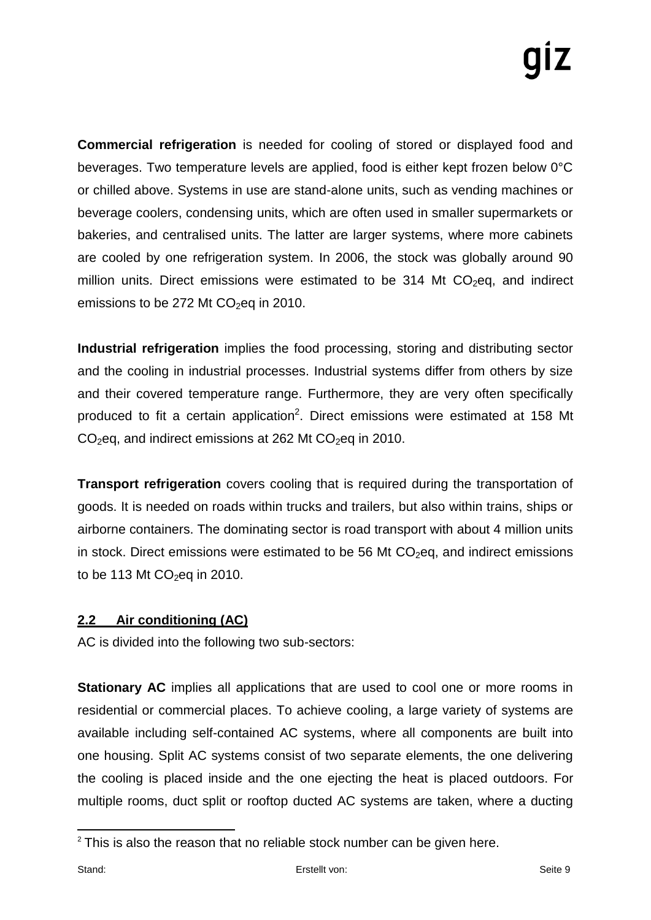**Commercial refrigeration** is needed for cooling of stored or displayed food and beverages. Two temperature levels are applied, food is either kept frozen below 0°C or chilled above. Systems in use are stand-alone units, such as vending machines or beverage coolers, condensing units, which are often used in smaller supermarkets or bakeries, and centralised units. The latter are larger systems, where more cabinets are cooled by one refrigeration system. In 2006, the stock was globally around 90 million units. Direct emissions were estimated to be 314 Mt $CO_2$eq, and indirect emissions to be 272 Mt $CO_2$eq in 2010.

**Industrial refrigeration** implies the food processing, storing and distributing sector and the cooling in industrial processes. Industrial systems differ from others by size and their covered temperature range. Furthermore, they are very often specifically produced to fit a certain application[2]. Direct emissions were estimated at 158 Mt $CO_2$eq, and indirect emissions at 262 Mt $CO_2$eq in 2010.

**Transport refrigeration** covers cooling that is required during the transportation of goods. It is needed on roads within trucks and trailers, but also within trains, ships or airborne containers. The dominating sector is road transport with about 4 million units in stock. Direct emissions were estimated to be 56 Mt $CO_2$eq, and indirect emissions to be 113 Mt $CO_2$eq in 2010.

## 2.2 Air conditioning (AC)

AC is divided into the following two sub-sectors:

**Stationary AC** implies all applications that are used to cool one or more rooms in residential or commercial places. To achieve cooling, a large variety of systems are available including self-contained AC systems, where all components are built into one housing. Split AC systems consist of two separate elements, the one delivering the cooling is placed inside and the one ejecting the heat is placed outdoors. For multiple rooms, duct split or rooftop ducted AC systems are taken, where a ducting

[2] This is also the reason that no reliable stock number can be given here.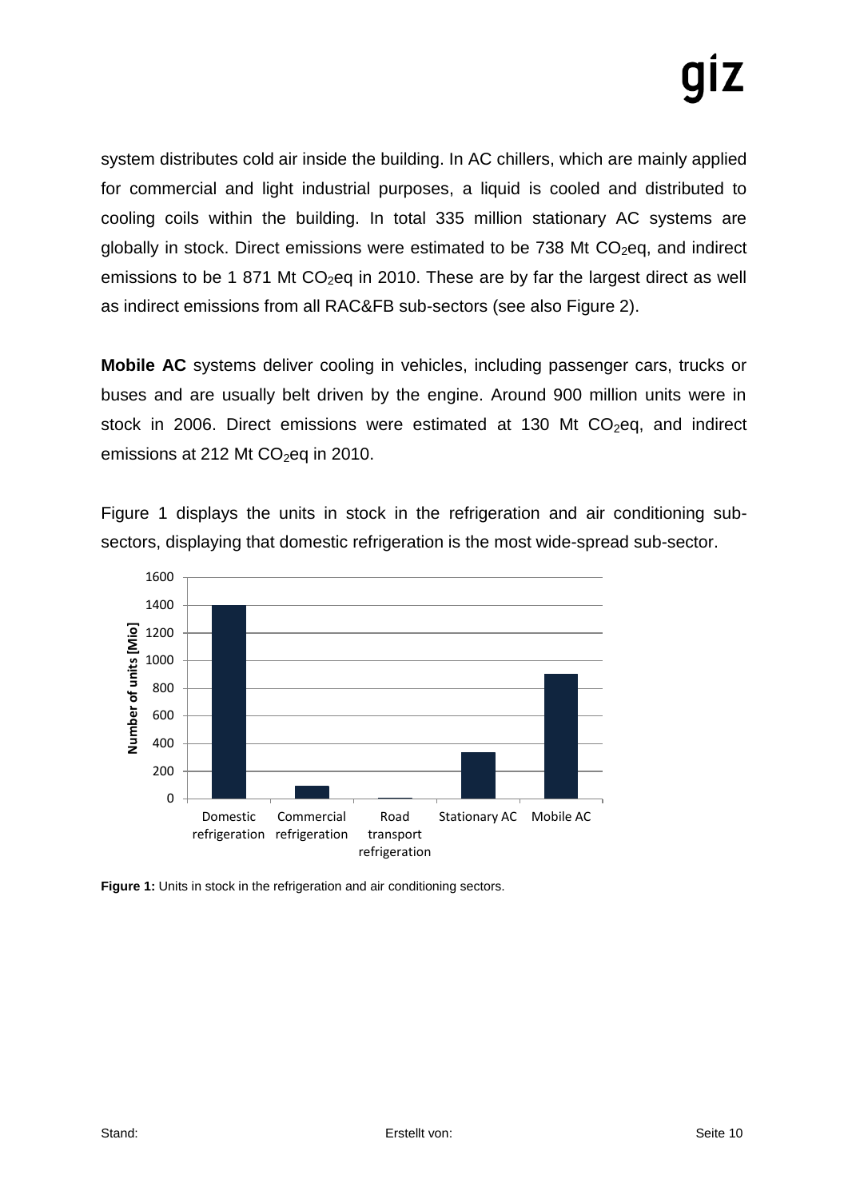system distributes cold air inside the building. In AC chillers, which are mainly applied for commercial and light industrial purposes, a liquid is cooled and distributed to cooling coils within the building. In total 335 million stationary AC systems are globally in stock. Direct emissions were estimated to be 738 Mt $CO_2$eq, and indirect emissions to be 1 871 Mt $CO_2$eq in 2010. These are by far the largest direct as well as indirect emissions from all RAC&FB sub-sectors (see also Figure 2).

**Mobile AC** systems deliver cooling in vehicles, including passenger cars, trucks or buses and are usually belt driven by the engine. Around 900 million units were in stock in 2006. Direct emissions were estimated at 130 Mt $CO_2$eq, and indirect emissions at 212 Mt $CO_2$eq in 2010.

Figure 1 displays the units in stock in the refrigeration and air conditioning sub-sectors, displaying that domestic refrigeration is the most wide-spread sub-sector.

**Figure 1:** Units in stock in the refrigeration and air conditioning sectors.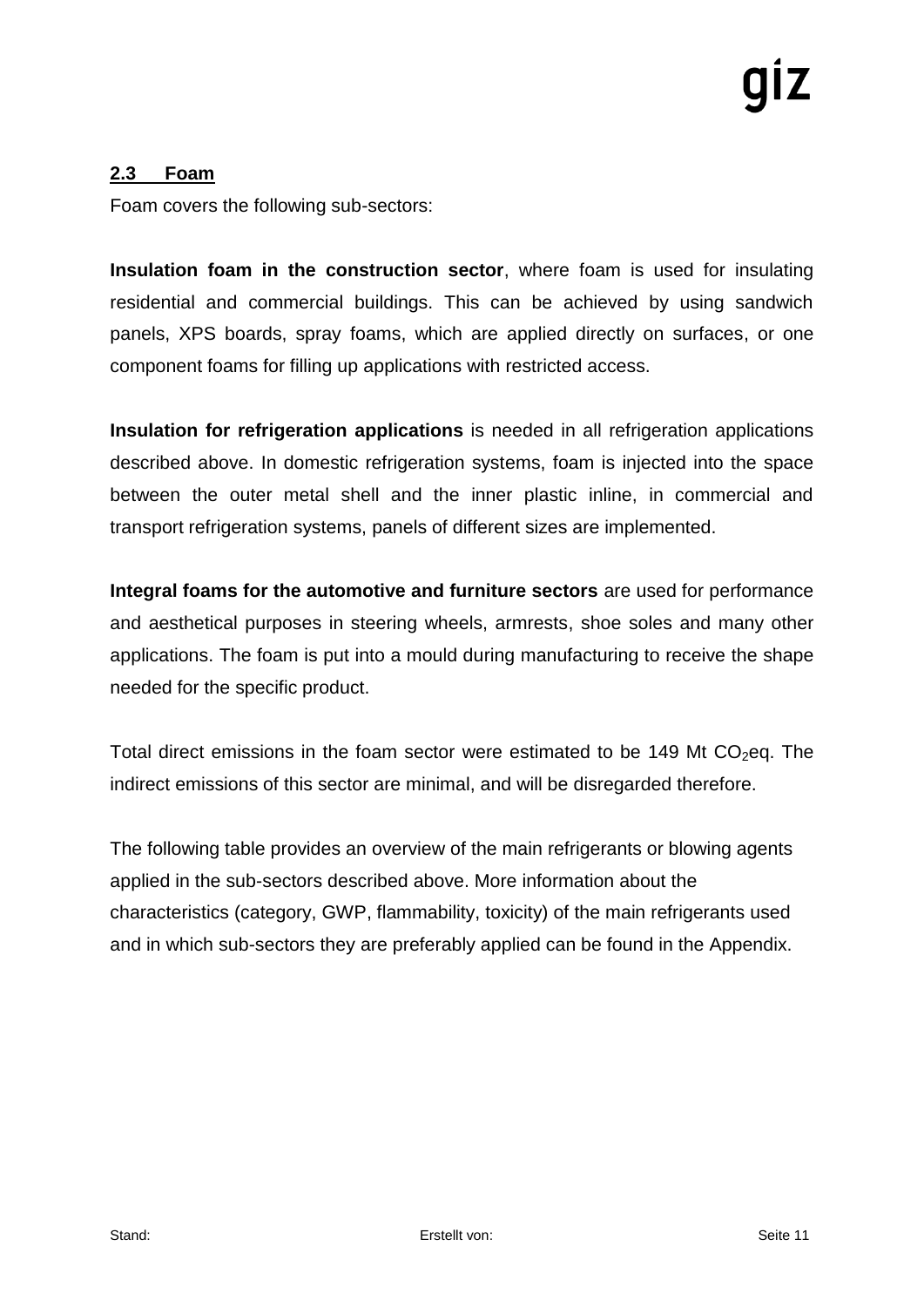## 2.3 Foam

Foam covers the following sub-sectors:

**Insulation foam in the construction sector**, where foam is used for insulating residential and commercial buildings. This can be achieved by using sandwich panels, XPS boards, spray foams, which are applied directly on surfaces, or one component foams for filling up applications with restricted access.

**Insulation for refrigeration applications** is needed in all refrigeration applications described above. In domestic refrigeration systems, foam is injected into the space between the outer metal shell and the inner plastic inline, in commercial and transport refrigeration systems, panels of different sizes are implemented.

**Integral foams for the automotive and furniture sectors** are used for performance and aesthetical purposes in steering wheels, armrests, shoe soles and many other applications. The foam is put into a mould during manufacturing to receive the shape needed for the specific product.

Total direct emissions in the foam sector were estimated to be 149 Mt $CO_2$eq. The indirect emissions of this sector are minimal, and will be disregarded therefore.

The following table provides an overview of the main refrigerants or blowing agents applied in the sub-sectors described above. More information about the characteristics (category, GWP, flammability, toxicity) of the main refrigerants used and in which sub-sectors they are preferably applied can be found in the Appendix.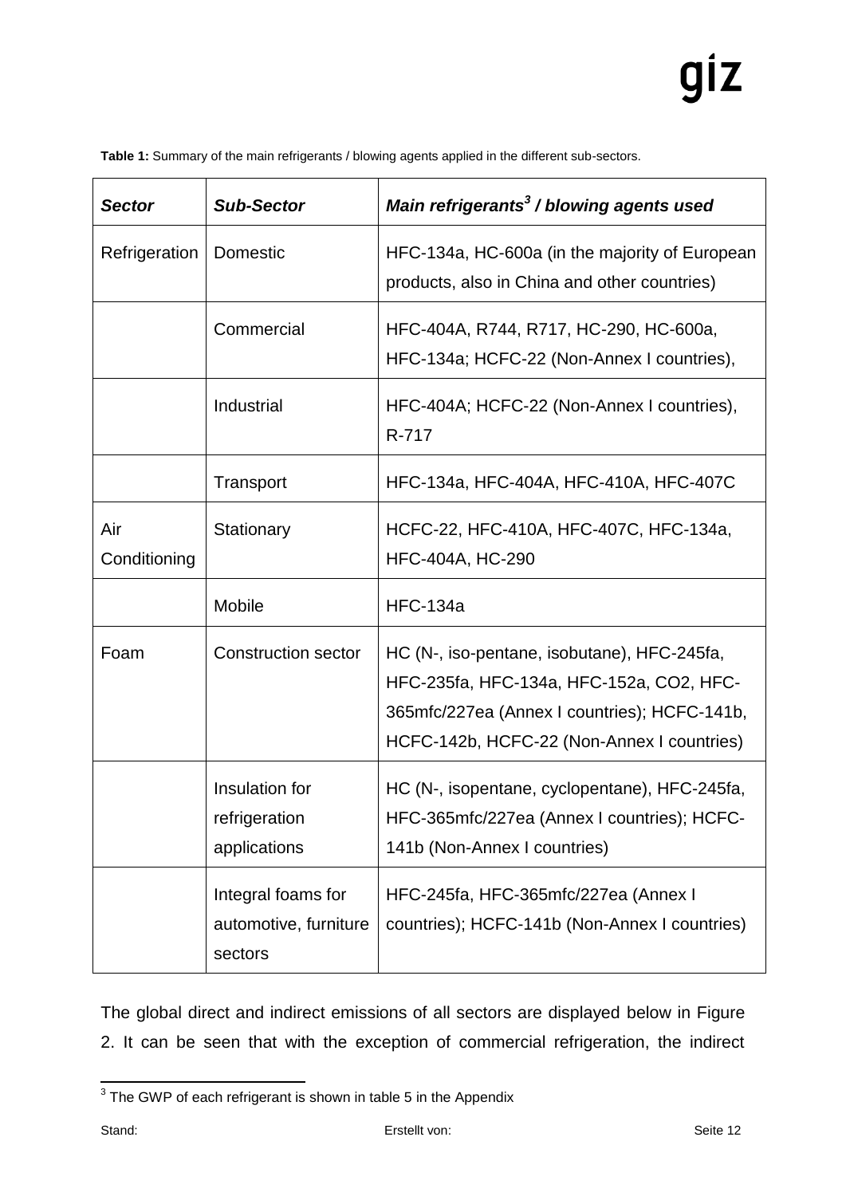**Table 1:** Summary of the main refrigerants / blowing agents applied in the different sub-sectors.

| ***Sector*** | ***Sub-Sector*** | ***Main refrigerants[3] / blowing agents used*** |
|---|---|---|
| Refrigeration | Domestic | HFC-134a, HC-600a (in the majority of European products, also in China and other countries) |
| | Commercial | HFC-404A, R744, R717, HC-290, HC-600a, HFC-134a; HCFC-22 (Non-Annex I countries), |
| | Industrial | HFC-404A; HCFC-22 (Non-Annex I countries), R-717 |
| | Transport | HFC-134a, HFC-404A, HFC-410A, HFC-407C |
| Air Conditioning | Stationary | HCFC-22, HFC-410A, HFC-407C, HFC-134a, HFC-404A, HC-290 |
| | Mobile | HFC-134a |
| Foam | Construction sector | HC (N-, iso-pentane, isobutane), HFC-245fa, HFC-235fa, HFC-134a, HFC-152a, CO2, HFC-365mfc/227ea (Annex I countries); HCFC-141b, HCFC-142b, HCFC-22 (Non-Annex I countries) |
| | Insulation for refrigeration applications | HC (N-, isopentane, cyclopentane), HFC-245fa, HFC-365mfc/227ea (Annex I countries); HCFC-141b (Non-Annex I countries) |
| | Integral foams for automotive, furniture sectors | HFC-245fa, HFC-365mfc/227ea (Annex I countries); HCFC-141b (Non-Annex I countries) |

The global direct and indirect emissions of all sectors are displayed below in Figure 2. It can be seen that with the exception of commercial refrigeration, the indirect

[3] The GWP of each refrigerant is shown in table 5 in the Appendix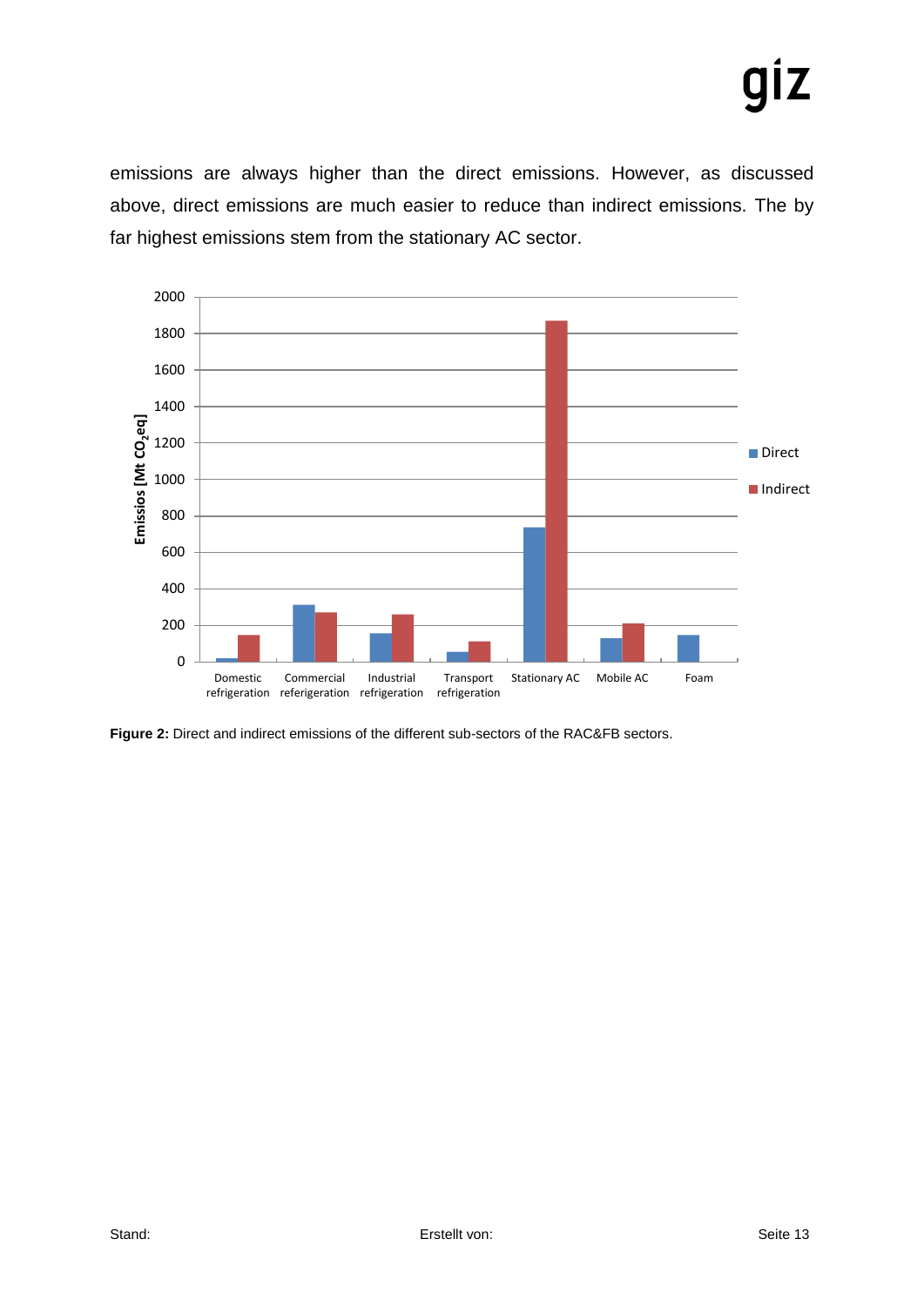emissions are always higher than the direct emissions. However, as discussed above, direct emissions are much easier to reduce than indirect emissions. The by far highest emissions stem from the stationary AC sector.

**Figure 2:** Direct and indirect emissions of the different sub-sectors of the RAC&FB sectors.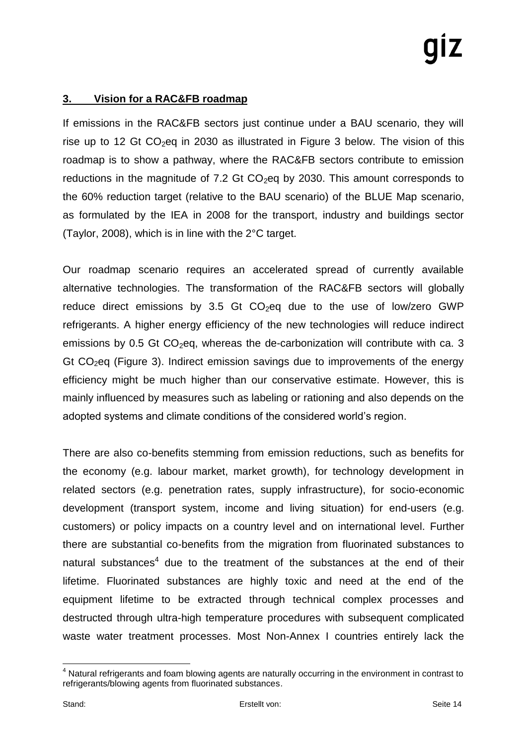## 3. Vision for a RAC&FB roadmap

If emissions in the RAC&FB sectors just continue under a BAU scenario, they will rise up to 12 Gt $CO_2$eq in 2030 as illustrated in Figure 3 below. The vision of this roadmap is to show a pathway, where the RAC&FB sectors contribute to emission reductions in the magnitude of 7.2 Gt $CO_2$eq by 2030. This amount corresponds to the 60% reduction target (relative to the BAU scenario) of the BLUE Map scenario, as formulated by the IEA in 2008 for the transport, industry and buildings sector (Taylor, 2008), which is in line with the 2°C target.

Our roadmap scenario requires an accelerated spread of currently available alternative technologies. The transformation of the RAC&FB sectors will globally reduce direct emissions by 3.5 Gt $CO_2$eq due to the use of low/zero GWP refrigerants. A higher energy efficiency of the new technologies will reduce indirect emissions by 0.5 Gt $CO_2$eq, whereas the de-carbonization will contribute with ca. 3 Gt $CO_2$eq (Figure 3). Indirect emission savings due to improvements of the energy efficiency might be much higher than our conservative estimate. However, this is mainly influenced by measures such as labeling or rationing and also depends on the adopted systems and climate conditions of the considered world's region.

There are also co-benefits stemming from emission reductions, such as benefits for the economy (e.g. labour market, market growth), for technology development in related sectors (e.g. penetration rates, supply infrastructure), for socio-economic development (transport system, income and living situation) for end-users (e.g. customers) or policy impacts on a country level and on international level. Further there are substantial co-benefits from the migration from fluorinated substances to natural substances[4] due to the treatment of the substances at the end of their lifetime. Fluorinated substances are highly toxic and need at the end of the equipment lifetime to be extracted through technical complex processes and destructed through ultra-high temperature procedures with subsequent complicated waste water treatment processes. Most Non-Annex I countries entirely lack the

[4] Natural refrigerants and foam blowing agents are naturally occurring in the environment in contrast to refrigerants/blowing agents from fluorinated substances.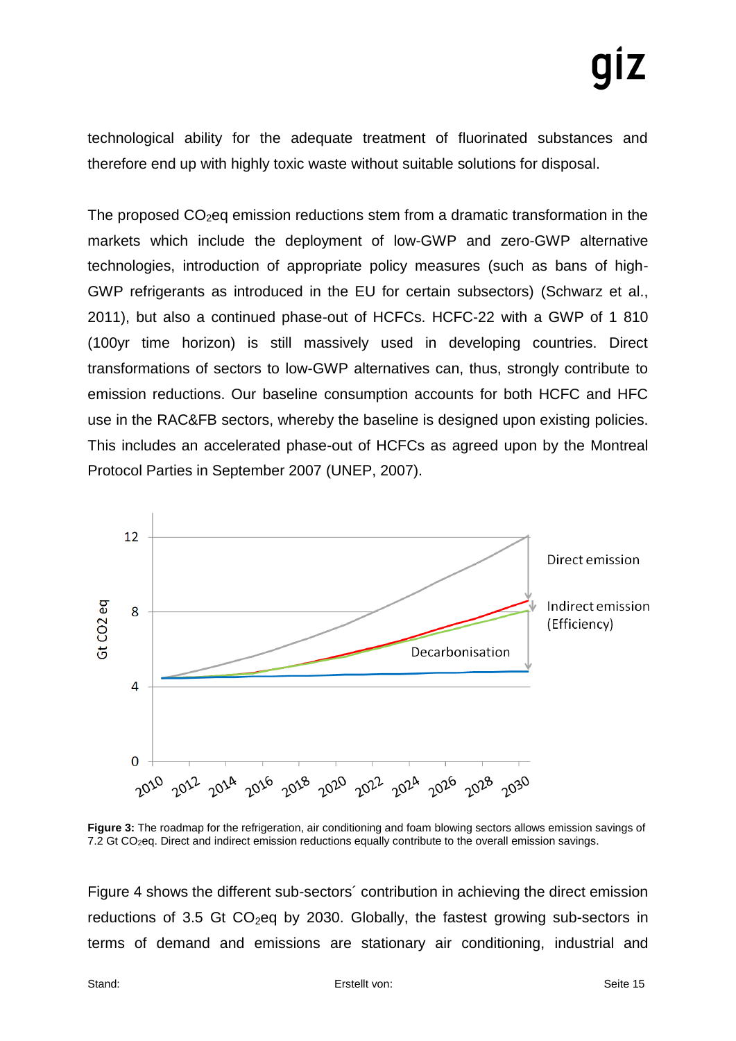technological ability for the adequate treatment of fluorinated substances and therefore end up with highly toxic waste without suitable solutions for disposal.

The proposed $CO_2$eq emission reductions stem from a dramatic transformation in the markets which include the deployment of low-GWP and zero-GWP alternative technologies, introduction of appropriate policy measures (such as bans of high-GWP refrigerants as introduced in the EU for certain subsectors) (Schwarz et al., 2011), but also a continued phase-out of HCFCs. HCFC-22 with a GWP of 1 810 (100yr time horizon) is still massively used in developing countries. Direct transformations of sectors to low-GWP alternatives can, thus, strongly contribute to emission reductions. Our baseline consumption accounts for both HCFC and HFC use in the RAC&FB sectors, whereby the baseline is designed upon existing policies. This includes an accelerated phase-out of HCFCs as agreed upon by the Montreal Protocol Parties in September 2007 (UNEP, 2007).

**Figure 3:** The roadmap for the refrigeration, air conditioning and foam blowing sectors allows emission savings of 7.2 Gt $CO_2$eq. Direct and indirect emission reductions equally contribute to the overall emission savings.

Figure 4 shows the different sub-sectors´ contribution in achieving the direct emission reductions of 3.5 Gt $CO_2$eq by 2030. Globally, the fastest growing sub-sectors in terms of demand and emissions are stationary air conditioning, industrial and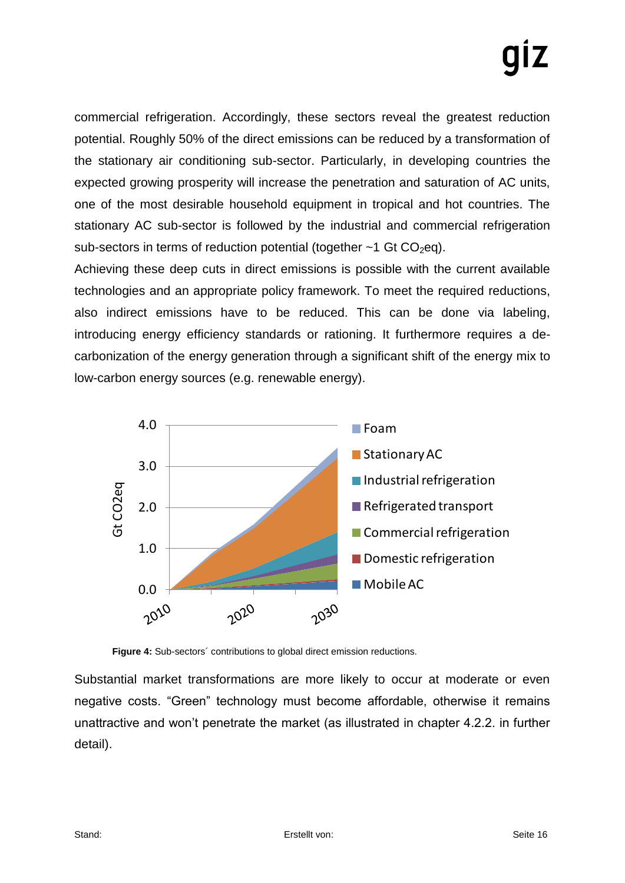commercial refrigeration. Accordingly, these sectors reveal the greatest reduction potential. Roughly 50% of the direct emissions can be reduced by a transformation of the stationary air conditioning sub-sector. Particularly, in developing countries the expected growing prosperity will increase the penetration and saturation of AC units, one of the most desirable household equipment in tropical and hot countries. The stationary AC sub-sector is followed by the industrial and commercial refrigeration sub-sectors in terms of reduction potential (together ~1 Gt $CO_2$eq).

Achieving these deep cuts in direct emissions is possible with the current available technologies and an appropriate policy framework. To meet the required reductions, also indirect emissions have to be reduced. This can be done via labeling, introducing energy efficiency standards or rationing. It furthermore requires a de-carbonization of the energy generation through a significant shift of the energy mix to low-carbon energy sources (e.g. renewable energy).

**Figure 4:** Sub-sectors´ contributions to global direct emission reductions.

Substantial market transformations are more likely to occur at moderate or even negative costs. “Green” technology must become affordable, otherwise it remains unattractive and won’t penetrate the market (as illustrated in chapter 4.2.2. in further detail).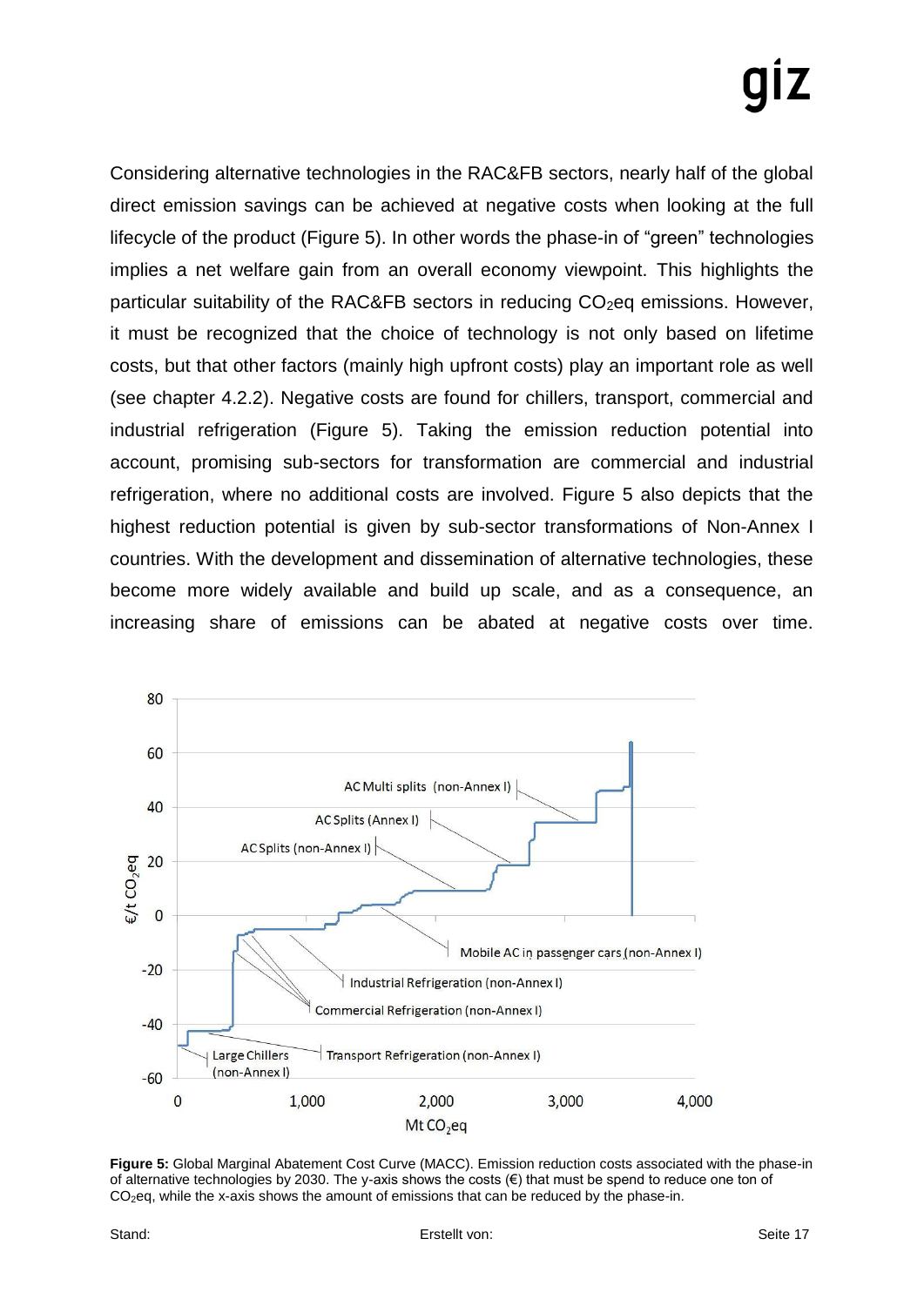Considering alternative technologies in the RAC&FB sectors, nearly half of the global direct emission savings can be achieved at negative costs when looking at the full lifecycle of the product (Figure 5). In other words the phase-in of "green" technologies implies a net welfare gain from an overall economy viewpoint. This highlights the particular suitability of the RAC&FB sectors in reducing $CO_2$eq emissions. However, it must be recognized that the choice of technology is not only based on lifetime costs, but that other factors (mainly high upfront costs) play an important role as well (see chapter 4.2.2). Negative costs are found for chillers, transport, commercial and industrial refrigeration (Figure 5). Taking the emission reduction potential into account, promising sub-sectors for transformation are commercial and industrial refrigeration, where no additional costs are involved. Figure 5 also depicts that the highest reduction potential is given by sub-sector transformations of Non-Annex I countries. With the development and dissemination of alternative technologies, these become more widely available and build up scale, and as a consequence, an increasing share of emissions can be abated at negative costs over time.

**Figure 5:** Global Marginal Abatement Cost Curve (MACC). Emission reduction costs associated with the phase-in of alternative technologies by 2030. The y-axis shows the costs (€) that must be spend to reduce one ton of $CO_2$eq, while the x-axis shows the amount of emissions that can be reduced by the phase-in.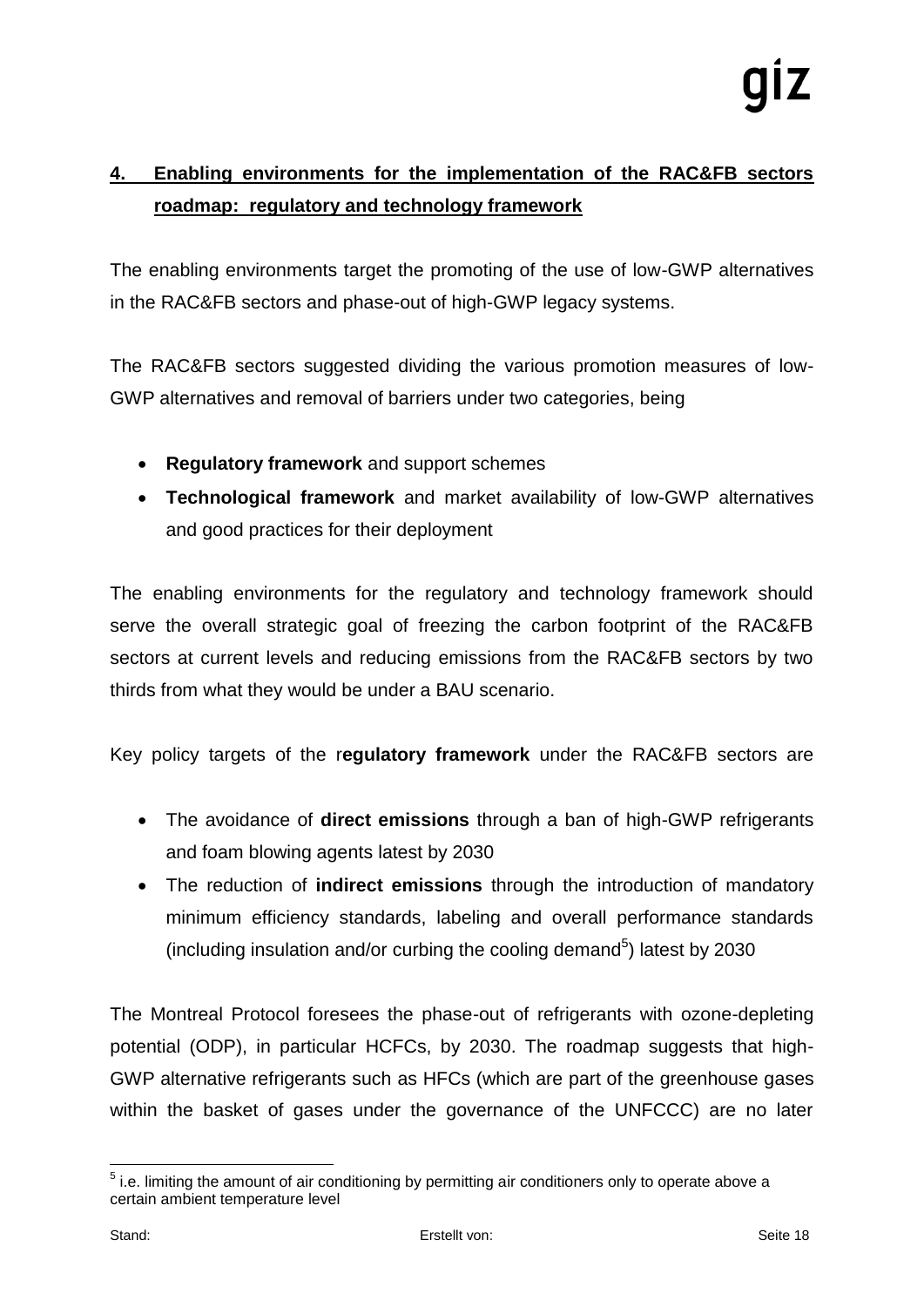## 4. Enabling environments for the implementation of the RAC&FB sectors roadmap: regulatory and technology framework

The enabling environments target the promoting of the use of low-GWP alternatives in the RAC&FB sectors and phase-out of high-GWP legacy systems.

The RAC&FB sectors suggested dividing the various promotion measures of low-GWP alternatives and removal of barriers under two categories, being

- **Regulatory framework** and support schemes
- **Technological framework** and market availability of low-GWP alternatives and good practices for their deployment

The enabling environments for the regulatory and technology framework should serve the overall strategic goal of freezing the carbon footprint of the RAC&FB sectors at current levels and reducing emissions from the RAC&FB sectors by two thirds from what they would be under a BAU scenario.

Key policy targets of the r**egulatory framework** under the RAC&FB sectors are

- The avoidance of **direct emissions** through a ban of high-GWP refrigerants and foam blowing agents latest by 2030
- The reduction of **indirect emissions** through the introduction of mandatory minimum efficiency standards, labeling and overall performance standards (including insulation and/or curbing the cooling demand[5]) latest by 2030

The Montreal Protocol foresees the phase-out of refrigerants with ozone-depleting potential (ODP), in particular HCFCs, by 2030. The roadmap suggests that high-GWP alternative refrigerants such as HFCs (which are part of the greenhouse gases within the basket of gases under the governance of the UNFCCC) are no later

[5] i.e. limiting the amount of air conditioning by permitting air conditioners only to operate above a certain ambient temperature level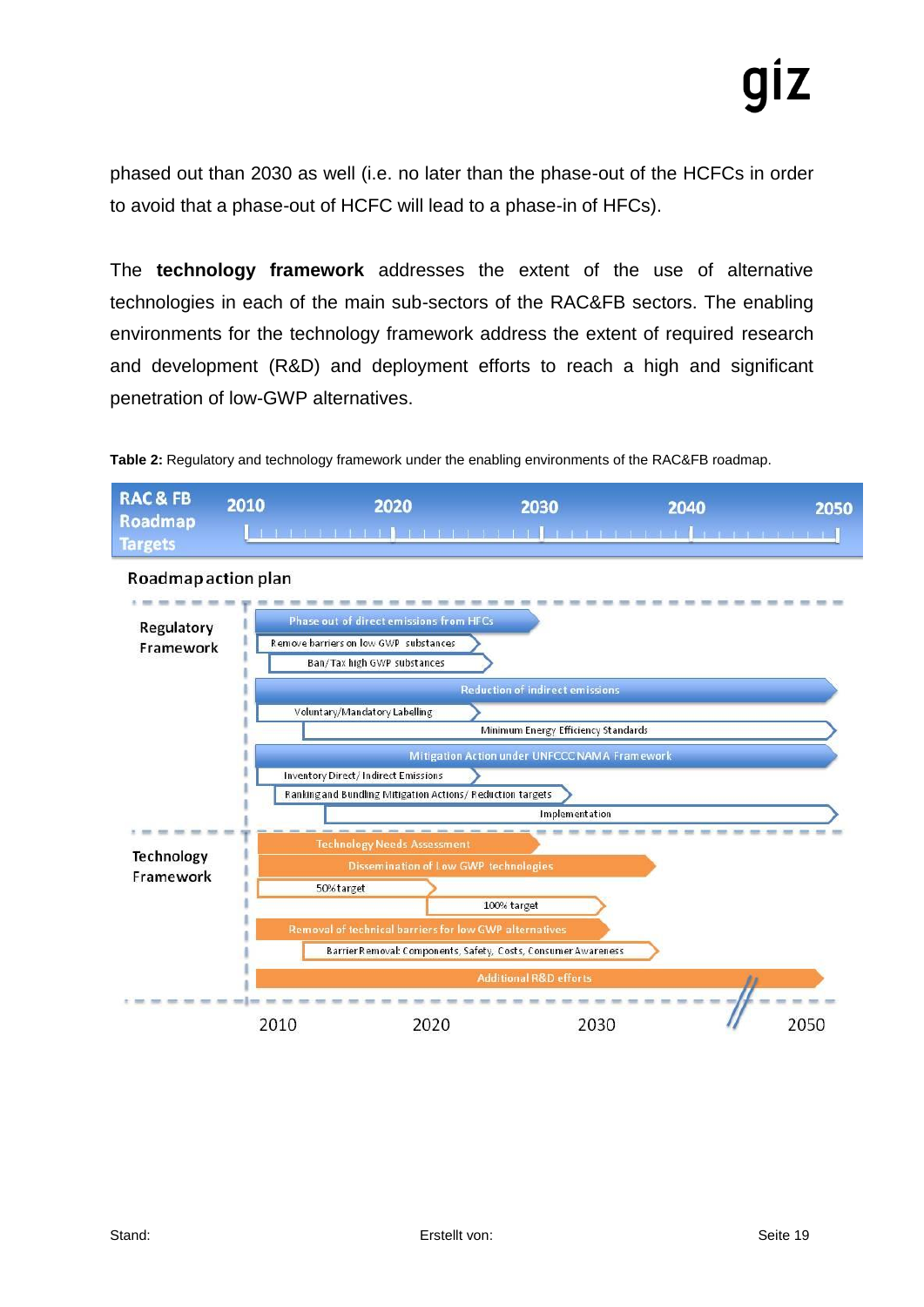phased out than 2030 as well (i.e. no later than the phase-out of the HCFCs in order to avoid that a phase-out of HCFC will lead to a phase-in of HFCs).

The **technology framework** addresses the extent of the use of alternative technologies in each of the main sub-sectors of the RAC&FB sectors. The enabling environments for the technology framework address the extent of required research and development (R&D) and deployment efforts to reach a high and significant penetration of low-GWP alternatives.

**Table 2:** Regulatory and technology framework under the enabling environments of the RAC&FB roadmap.

**RAC & FB Roadmap Targets** (2010 – 2020 – 2030 – 2040 – 2050)

**Roadmap action plan**

| Framework | Action |
|---|---|
| Regulatory Framework | Phase out of direct emissions from HFCs |
| | Remove barriers on low GWP substances |
| | Ban/Tax high GWP substances |
| | Reduction of indirect emissions |
| | Voluntary/Mandatory Labelling |
| | Minimum Energy Efficiency Standards |
| | Mitigation Action under UNFCCC NAMA Framework |
| | Inventory Direct/Indirect Emissions |
| | Ranking and Bundling Mitigation Actions/Reduction targets |
| | Implementation |
| Technology Framework | Technology Needs Assessment |
| | Dissemination of Low GWP technologies |
| | 50% target |
| | 100% target |
| | Removal of technical barriers for low GWP alternatives |
| | Barrier Removal: Components, Safety, Costs, Consumer Awareness |
| | Additional R&D efforts |

2010 – 2020 – 2030 – 2050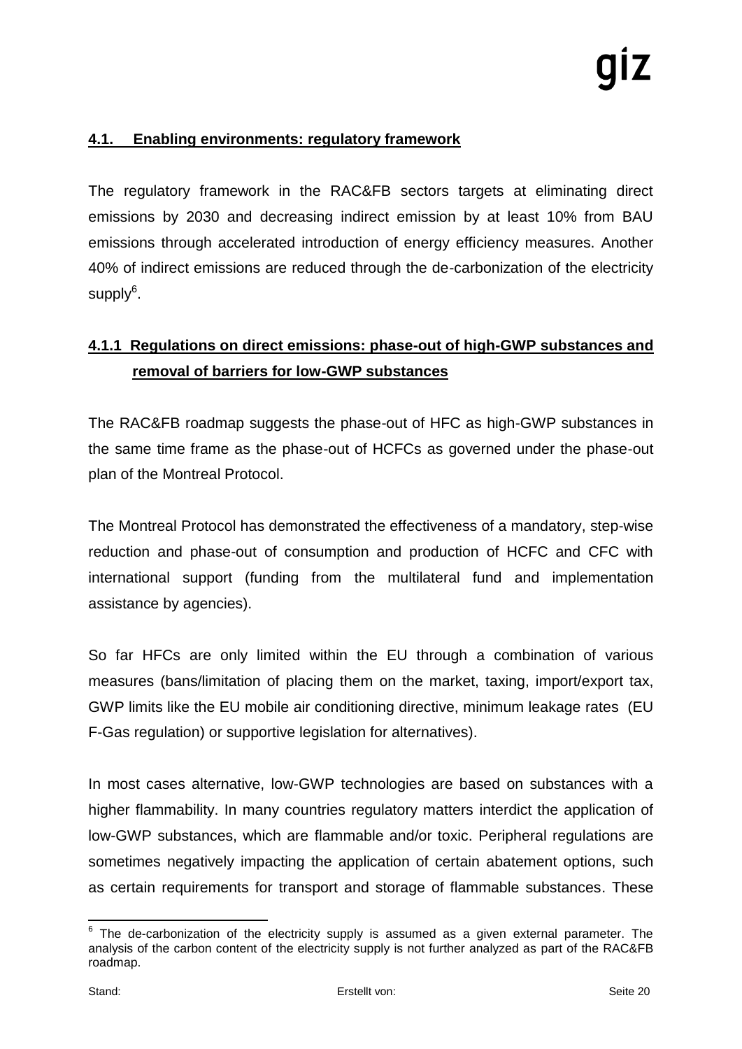## 4.1. Enabling environments: regulatory framework

The regulatory framework in the RAC&FB sectors targets at eliminating direct emissions by 2030 and decreasing indirect emission by at least 10% from BAU emissions through accelerated introduction of energy efficiency measures. Another 40% of indirect emissions are reduced through the de-carbonization of the electricity supply[6].

### 4.1.1 Regulations on direct emissions: phase-out of high-GWP substances and removal of barriers for low-GWP substances

The RAC&FB roadmap suggests the phase-out of HFC as high-GWP substances in the same time frame as the phase-out of HCFCs as governed under the phase-out plan of the Montreal Protocol.

The Montreal Protocol has demonstrated the effectiveness of a mandatory, step-wise reduction and phase-out of consumption and production of HCFC and CFC with international support (funding from the multilateral fund and implementation assistance by agencies).

So far HFCs are only limited within the EU through a combination of various measures (bans/limitation of placing them on the market, taxing, import/export tax, GWP limits like the EU mobile air conditioning directive, minimum leakage rates (EU F-Gas regulation) or supportive legislation for alternatives).

In most cases alternative, low-GWP technologies are based on substances with a higher flammability. In many countries regulatory matters interdict the application of low-GWP substances, which are flammable and/or toxic. Peripheral regulations are sometimes negatively impacting the application of certain abatement options, such as certain requirements for transport and storage of flammable substances. These

[6] The de-carbonization of the electricity supply is assumed as a given external parameter. The analysis of the carbon content of the electricity supply is not further analyzed as part of the RAC&FB roadmap.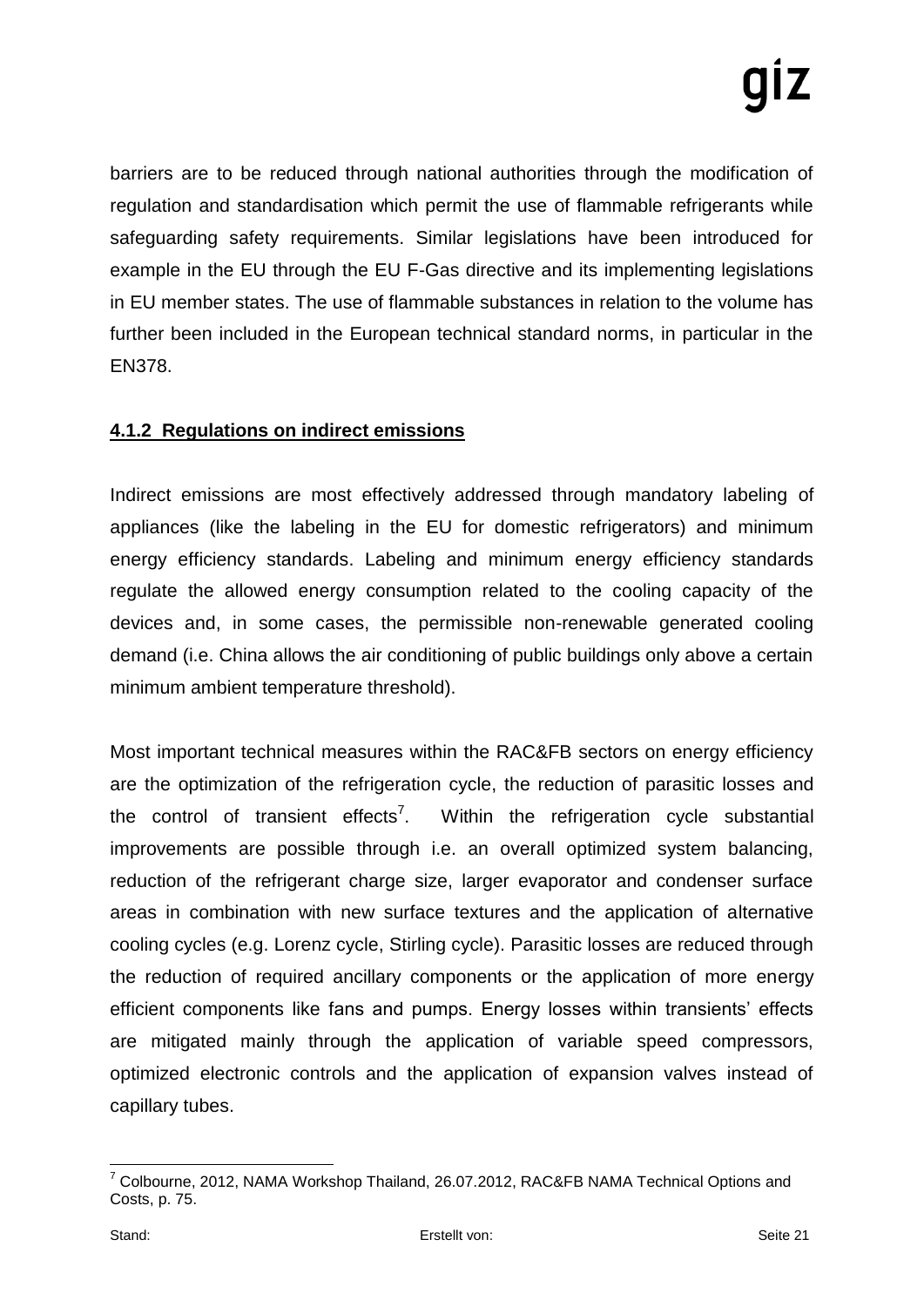barriers are to be reduced through national authorities through the modification of regulation and standardisation which permit the use of flammable refrigerants while safeguarding safety requirements. Similar legislations have been introduced for example in the EU through the EU F-Gas directive and its implementing legislations in EU member states. The use of flammable substances in relation to the volume has further been included in the European technical standard norms, in particular in the EN378.

### **4.1.2 Regulations on indirect emissions**

Indirect emissions are most effectively addressed through mandatory labeling of appliances (like the labeling in the EU for domestic refrigerators) and minimum energy efficiency standards. Labeling and minimum energy efficiency standards regulate the allowed energy consumption related to the cooling capacity of the devices and, in some cases, the permissible non-renewable generated cooling demand (i.e. China allows the air conditioning of public buildings only above a certain minimum ambient temperature threshold).

Most important technical measures within the RAC&FB sectors on energy efficiency are the optimization of the refrigeration cycle, the reduction of parasitic losses and the control of transient effects[7]. Within the refrigeration cycle substantial improvements are possible through i.e. an overall optimized system balancing, reduction of the refrigerant charge size, larger evaporator and condenser surface areas in combination with new surface textures and the application of alternative cooling cycles (e.g. Lorenz cycle, Stirling cycle). Parasitic losses are reduced through the reduction of required ancillary components or the application of more energy efficient components like fans and pumps. Energy losses within transients' effects are mitigated mainly through the application of variable speed compressors, optimized electronic controls and the application of expansion valves instead of capillary tubes.

[7] Colbourne, 2012, NAMA Workshop Thailand, 26.07.2012, RAC&FB NAMA Technical Options and Costs, p. 75.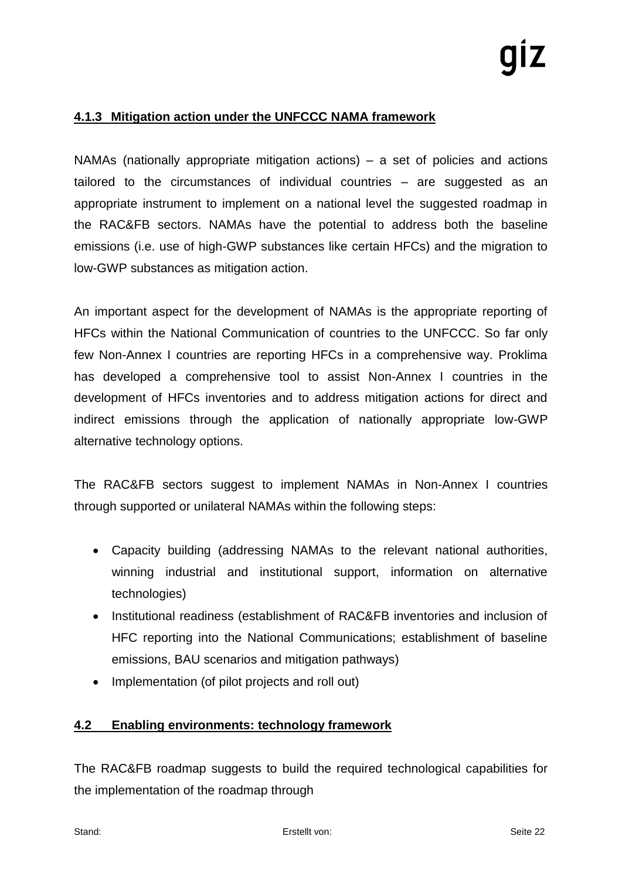### 4.1.3 Mitigation action under the UNFCCC NAMA framework

NAMAs (nationally appropriate mitigation actions) – a set of policies and actions tailored to the circumstances of individual countries – are suggested as an appropriate instrument to implement on a national level the suggested roadmap in the RAC&FB sectors. NAMAs have the potential to address both the baseline emissions (i.e. use of high-GWP substances like certain HFCs) and the migration to low-GWP substances as mitigation action.

An important aspect for the development of NAMAs is the appropriate reporting of HFCs within the National Communication of countries to the UNFCCC. So far only few Non-Annex I countries are reporting HFCs in a comprehensive way. Proklima has developed a comprehensive tool to assist Non-Annex I countries in the development of HFCs inventories and to address mitigation actions for direct and indirect emissions through the application of nationally appropriate low-GWP alternative technology options.

The RAC&FB sectors suggest to implement NAMAs in Non-Annex I countries through supported or unilateral NAMAs within the following steps:

- Capacity building (addressing NAMAs to the relevant national authorities, winning industrial and institutional support, information on alternative technologies)
- Institutional readiness (establishment of RAC&FB inventories and inclusion of HFC reporting into the National Communications; establishment of baseline emissions, BAU scenarios and mitigation pathways)
- Implementation (of pilot projects and roll out)

## 4.2 Enabling environments: technology framework

The RAC&FB roadmap suggests to build the required technological capabilities for the implementation of the roadmap through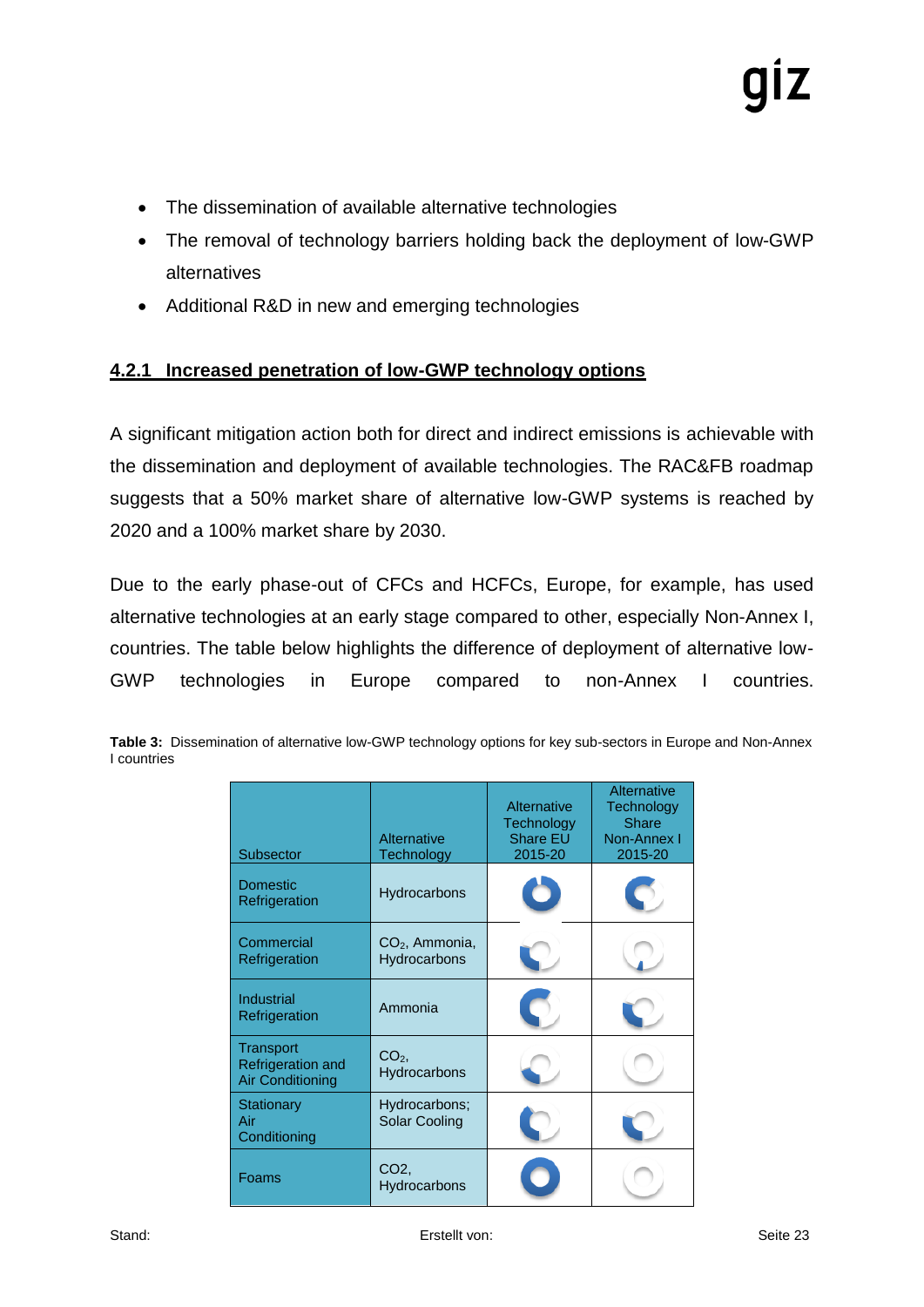- The dissemination of available alternative technologies
- The removal of technology barriers holding back the deployment of low-GWP alternatives
- Additional R&D in new and emerging technologies

### 4.2.1 Increased penetration of low-GWP technology options

A significant mitigation action both for direct and indirect emissions is achievable with the dissemination and deployment of available technologies. The RAC&FB roadmap suggests that a 50% market share of alternative low-GWP systems is reached by 2020 and a 100% market share by 2030.

Due to the early phase-out of CFCs and HCFCs, Europe, for example, has used alternative technologies at an early stage compared to other, especially Non-Annex I, countries. The table below highlights the difference of deployment of alternative low-GWP technologies in Europe compared to non-Annex I countries.

**Table 3:** Dissemination of alternative low-GWP technology options for key sub-sectors in Europe and Non-Annex I countries

| Subsector | Alternative Technology | Alternative Technology Share EU 2015-20 | Alternative Technology Share Non-Annex I 2015-20 |
|---|---|---|---|
| Domestic Refrigeration | Hydrocarbons | | |
| Commercial Refrigeration | $CO_2$, Ammonia, Hydrocarbons | | |
| Industrial Refrigeration | Ammonia | | |
| Transport Refrigeration and Air Conditioning | $CO_2$, Hydrocarbons | | |
| Stationary Air Conditioning | Hydrocarbons; Solar Cooling | | |
| Foams | CO2, Hydrocarbons | | |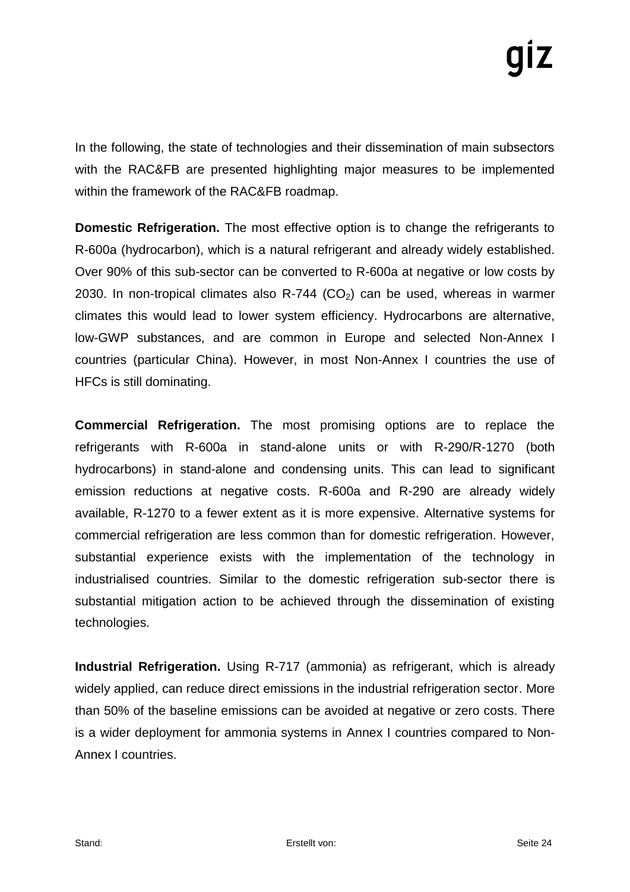In the following, the state of technologies and their dissemination of main subsectors with the RAC&FB are presented highlighting major measures to be implemented within the framework of the RAC&FB roadmap.

**Domestic Refrigeration.** The most effective option is to change the refrigerants to R-600a (hydrocarbon), which is a natural refrigerant and already widely established. Over 90% of this sub-sector can be converted to R-600a at negative or low costs by 2030. In non-tropical climates also R-744 ($CO_2$) can be used, whereas in warmer climates this would lead to lower system efficiency. Hydrocarbons are alternative, low-GWP substances, and are common in Europe and selected Non-Annex I countries (particular China). However, in most Non-Annex I countries the use of HFCs is still dominating.

**Commercial Refrigeration.** The most promising options are to replace the refrigerants with R-600a in stand-alone units or with R-290/R-1270 (both hydrocarbons) in stand-alone and condensing units. This can lead to significant emission reductions at negative costs. R-600a and R-290 are already widely available, R-1270 to a fewer extent as it is more expensive. Alternative systems for commercial refrigeration are less common than for domestic refrigeration. However, substantial experience exists with the implementation of the technology in industrialised countries. Similar to the domestic refrigeration sub-sector there is substantial mitigation action to be achieved through the dissemination of existing technologies.

**Industrial Refrigeration.** Using R-717 (ammonia) as refrigerant, which is already widely applied, can reduce direct emissions in the industrial refrigeration sector. More than 50% of the baseline emissions can be avoided at negative or zero costs. There is a wider deployment for ammonia systems in Annex I countries compared to Non-Annex I countries.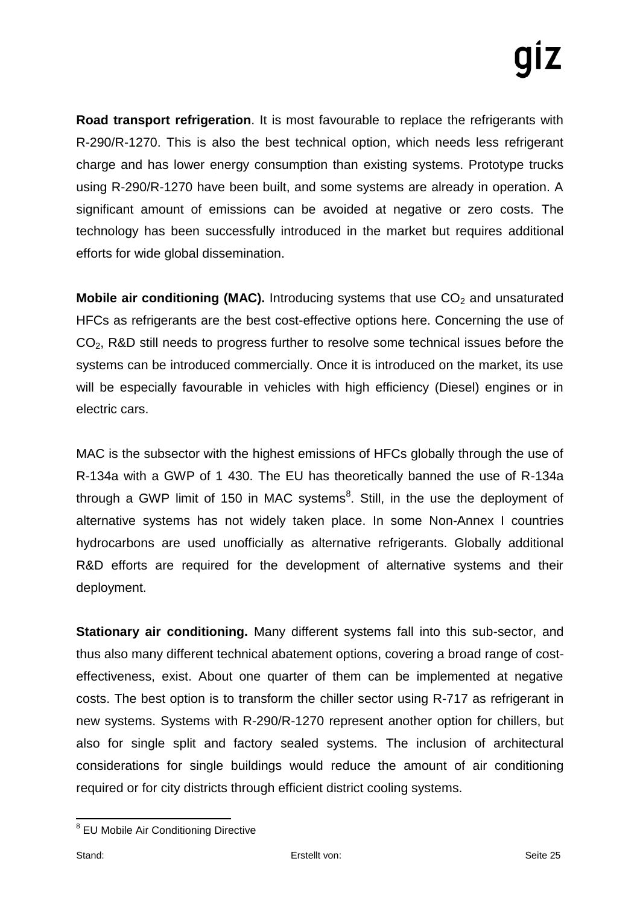**Road transport refrigeration**. It is most favourable to replace the refrigerants with R-290/R-1270. This is also the best technical option, which needs less refrigerant charge and has lower energy consumption than existing systems. Prototype trucks using R-290/R-1270 have been built, and some systems are already in operation. A significant amount of emissions can be avoided at negative or zero costs. The technology has been successfully introduced in the market but requires additional efforts for wide global dissemination.

**Mobile air conditioning (MAC).** Introducing systems that use $CO_2$ and unsaturated HFCs as refrigerants are the best cost-effective options here. Concerning the use of $CO_2$, R&D still needs to progress further to resolve some technical issues before the systems can be introduced commercially. Once it is introduced on the market, its use will be especially favourable in vehicles with high efficiency (Diesel) engines or in electric cars.

MAC is the subsector with the highest emissions of HFCs globally through the use of R-134a with a GWP of 1 430. The EU has theoretically banned the use of R-134a through a GWP limit of 150 in MAC systems[8]. Still, in the use the deployment of alternative systems has not widely taken place. In some Non-Annex I countries hydrocarbons are used unofficially as alternative refrigerants. Globally additional R&D efforts are required for the development of alternative systems and their deployment.

**Stationary air conditioning.** Many different systems fall into this sub-sector, and thus also many different technical abatement options, covering a broad range of cost-effectiveness, exist. About one quarter of them can be implemented at negative costs. The best option is to transform the chiller sector using R-717 as refrigerant in new systems. Systems with R-290/R-1270 represent another option for chillers, but also for single split and factory sealed systems. The inclusion of architectural considerations for single buildings would reduce the amount of air conditioning required or for city districts through efficient district cooling systems.

---

[8] EU Mobile Air Conditioning Directive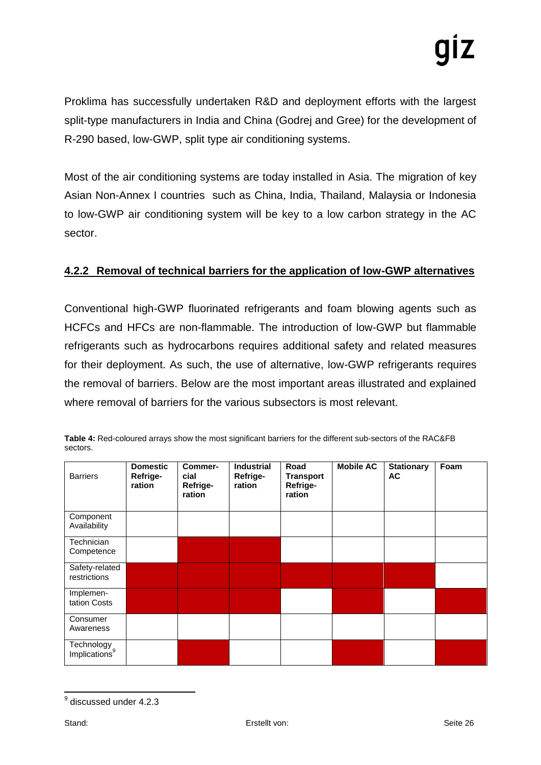Proklima has successfully undertaken R&D and deployment efforts with the largest split-type manufacturers in India and China (Godrej and Gree) for the development of R-290 based, low-GWP, split type air conditioning systems.

Most of the air conditioning systems are today installed in Asia. The migration of key Asian Non-Annex I countries such as China, India, Thailand, Malaysia or Indonesia to low-GWP air conditioning system will be key to a low carbon strategy in the AC sector.

### 4.2.2 Removal of technical barriers for the application of low-GWP alternatives

Conventional high-GWP fluorinated refrigerants and foam blowing agents such as HCFCs and HFCs are non-flammable. The introduction of low-GWP but flammable refrigerants such as hydrocarbons requires additional safety and related measures for their deployment. As such, the use of alternative, low-GWP refrigerants requires the removal of barriers. Below are the most important areas illustrated and explained where removal of barriers for the various subsectors is most relevant.

**Table 4:** Red-coloured arrays show the most significant barriers for the different sub-sectors of the RAC&FB sectors.

| Barriers | Domestic Refrige-ration | Commer-cial Refrige-ration | Industrial Refrige-ration | Road Transport Refrige-ration | Mobile AC | Stationary AC | Foam |
|---|---|---|---|---|---|---|---|
| Component Availability | | | | | | | |
| Technician Competence | | ■ | ■ | | | | |
| Safety-related restrictions | ■ | ■ | ■ | ■ | ■ | ■ | |
| Implemen-tation Costs | ■ | ■ | ■ | | ■ | | ■ |
| Consumer Awareness | | | | | | | |
| Technology Implications[9] | | ■ | | | ■ | | ■ |

(■ = red-coloured array)

---

[9] discussed under 4.2.3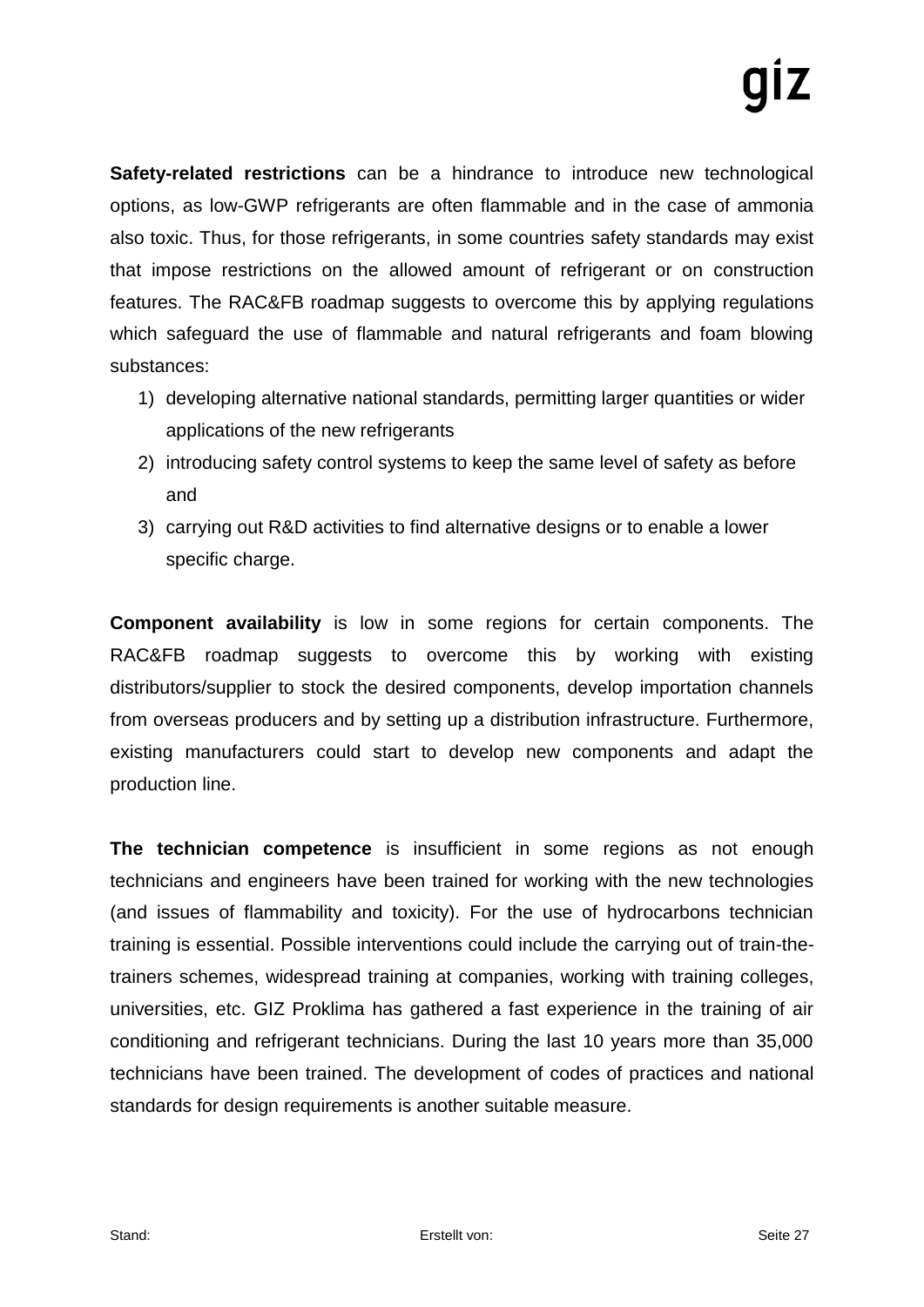**Safety-related restrictions** can be a hindrance to introduce new technological options, as low-GWP refrigerants are often flammable and in the case of ammonia also toxic. Thus, for those refrigerants, in some countries safety standards may exist that impose restrictions on the allowed amount of refrigerant or on construction features. The RAC&FB roadmap suggests to overcome this by applying regulations which safeguard the use of flammable and natural refrigerants and foam blowing substances:

1) developing alternative national standards, permitting larger quantities or wider applications of the new refrigerants
2) introducing safety control systems to keep the same level of safety as before and
3) carrying out R&D activities to find alternative designs or to enable a lower specific charge.

**Component availability** is low in some regions for certain components. The RAC&FB roadmap suggests to overcome this by working with existing distributors/supplier to stock the desired components, develop importation channels from overseas producers and by setting up a distribution infrastructure. Furthermore, existing manufacturers could start to develop new components and adapt the production line.

**The technician competence** is insufficient in some regions as not enough technicians and engineers have been trained for working with the new technologies (and issues of flammability and toxicity). For the use of hydrocarbons technician training is essential. Possible interventions could include the carrying out of train-the-trainers schemes, widespread training at companies, working with training colleges, universities, etc. GIZ Proklima has gathered a fast experience in the training of air conditioning and refrigerant technicians. During the last 10 years more than 35,000 technicians have been trained. The development of codes of practices and national standards for design requirements is another suitable measure.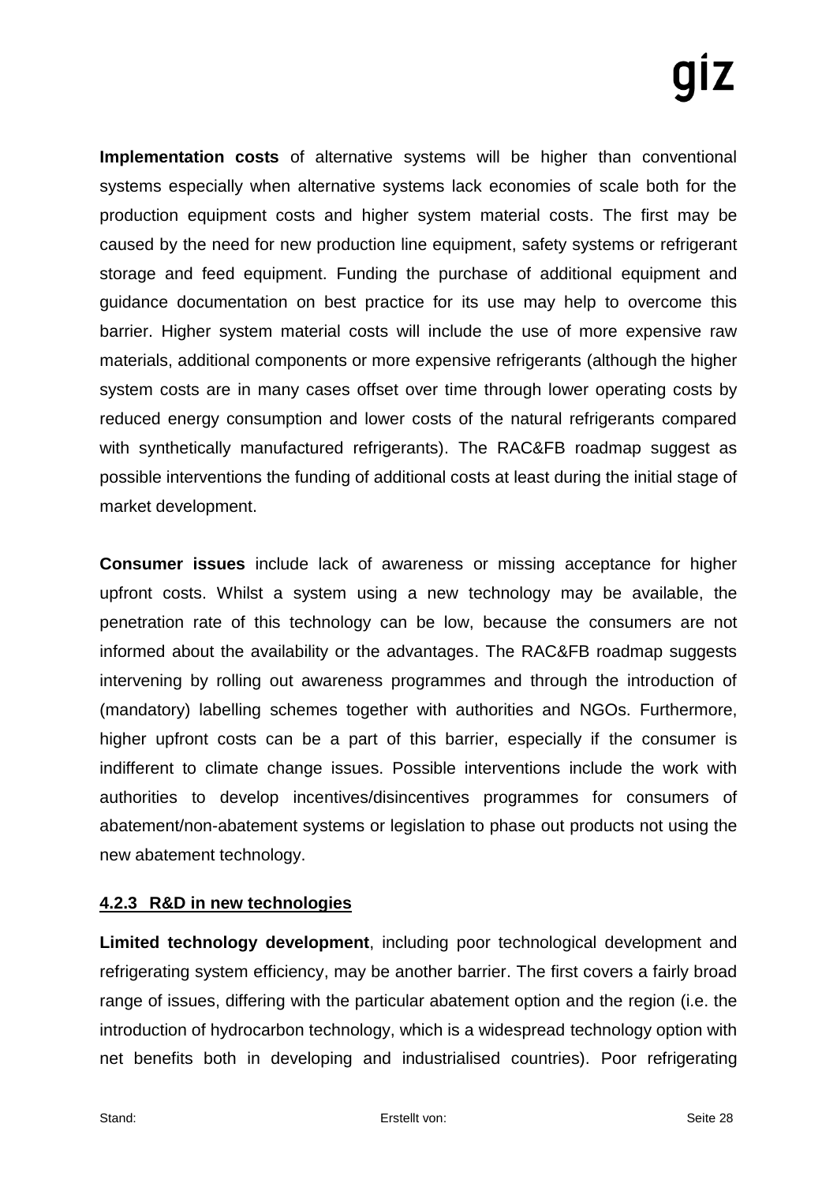**Implementation costs** of alternative systems will be higher than conventional systems especially when alternative systems lack economies of scale both for the production equipment costs and higher system material costs. The first may be caused by the need for new production line equipment, safety systems or refrigerant storage and feed equipment. Funding the purchase of additional equipment and guidance documentation on best practice for its use may help to overcome this barrier. Higher system material costs will include the use of more expensive raw materials, additional components or more expensive refrigerants (although the higher system costs are in many cases offset over time through lower operating costs by reduced energy consumption and lower costs of the natural refrigerants compared with synthetically manufactured refrigerants). The RAC&FB roadmap suggest as possible interventions the funding of additional costs at least during the initial stage of market development.

**Consumer issues** include lack of awareness or missing acceptance for higher upfront costs. Whilst a system using a new technology may be available, the penetration rate of this technology can be low, because the consumers are not informed about the availability or the advantages. The RAC&FB roadmap suggests intervening by rolling out awareness programmes and through the introduction of (mandatory) labelling schemes together with authorities and NGOs. Furthermore, higher upfront costs can be a part of this barrier, especially if the consumer is indifferent to climate change issues. Possible interventions include the work with authorities to develop incentives/disincentives programmes for consumers of abatement/non-abatement systems or legislation to phase out products not using the new abatement technology.

#### 4.2.3 R&D in new technologies

**Limited technology development**, including poor technological development and refrigerating system efficiency, may be another barrier. The first covers a fairly broad range of issues, differing with the particular abatement option and the region (i.e. the introduction of hydrocarbon technology, which is a widespread technology option with net benefits both in developing and industrialised countries). Poor refrigerating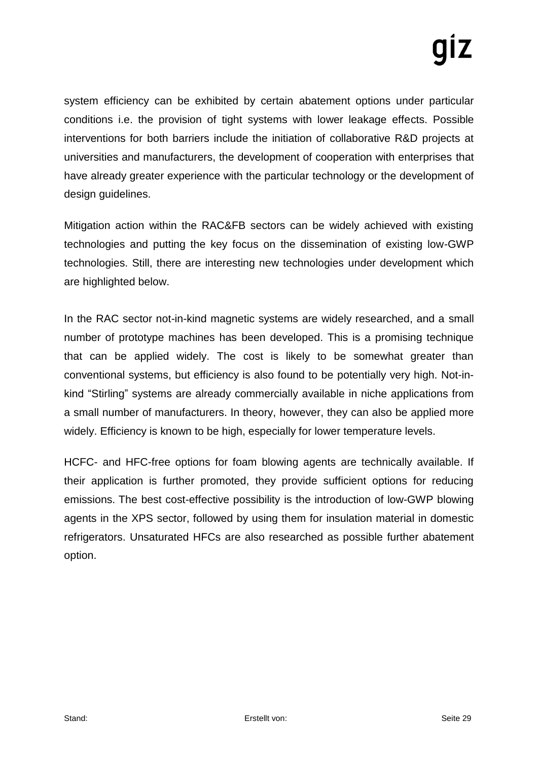system efficiency can be exhibited by certain abatement options under particular conditions i.e. the provision of tight systems with lower leakage effects. Possible interventions for both barriers include the initiation of collaborative R&D projects at universities and manufacturers, the development of cooperation with enterprises that have already greater experience with the particular technology or the development of design guidelines.

Mitigation action within the RAC&FB sectors can be widely achieved with existing technologies and putting the key focus on the dissemination of existing low-GWP technologies. Still, there are interesting new technologies under development which are highlighted below.

In the RAC sector not-in-kind magnetic systems are widely researched, and a small number of prototype machines has been developed. This is a promising technique that can be applied widely. The cost is likely to be somewhat greater than conventional systems, but efficiency is also found to be potentially very high. Not-in-kind "Stirling" systems are already commercially available in niche applications from a small number of manufacturers. In theory, however, they can also be applied more widely. Efficiency is known to be high, especially for lower temperature levels.

HCFC- and HFC-free options for foam blowing agents are technically available. If their application is further promoted, they provide sufficient options for reducing emissions. The best cost-effective possibility is the introduction of low-GWP blowing agents in the XPS sector, followed by using them for insulation material in domestic refrigerators. Unsaturated HFCs are also researched as possible further abatement option.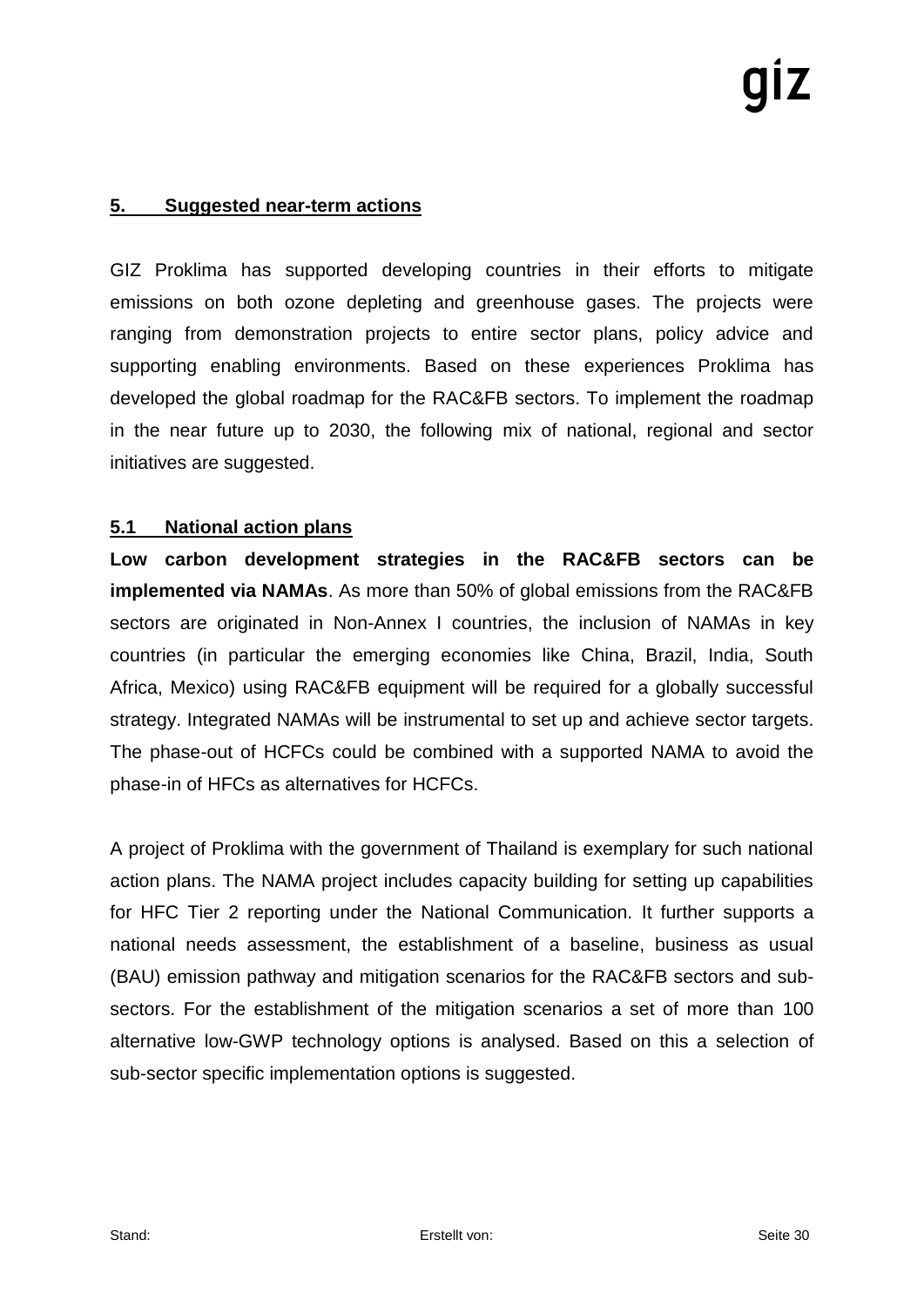## 5. Suggested near-term actions

GIZ Proklima has supported developing countries in their efforts to mitigate emissions on both ozone depleting and greenhouse gases. The projects were ranging from demonstration projects to entire sector plans, policy advice and supporting enabling environments. Based on these experiences Proklima has developed the global roadmap for the RAC&FB sectors. To implement the roadmap in the near future up to 2030, the following mix of national, regional and sector initiatives are suggested.

### 5.1 National action plans

**Low carbon development strategies in the RAC&FB sectors can be implemented via NAMAs**. As more than 50% of global emissions from the RAC&FB sectors are originated in Non-Annex I countries, the inclusion of NAMAs in key countries (in particular the emerging economies like China, Brazil, India, South Africa, Mexico) using RAC&FB equipment will be required for a globally successful strategy. Integrated NAMAs will be instrumental to set up and achieve sector targets. The phase-out of HCFCs could be combined with a supported NAMA to avoid the phase-in of HFCs as alternatives for HCFCs.

A project of Proklima with the government of Thailand is exemplary for such national action plans. The NAMA project includes capacity building for setting up capabilities for HFC Tier 2 reporting under the National Communication. It further supports a national needs assessment, the establishment of a baseline, business as usual (BAU) emission pathway and mitigation scenarios for the RAC&FB sectors and sub-sectors. For the establishment of the mitigation scenarios a set of more than 100 alternative low-GWP technology options is analysed. Based on this a selection of sub-sector specific implementation options is suggested.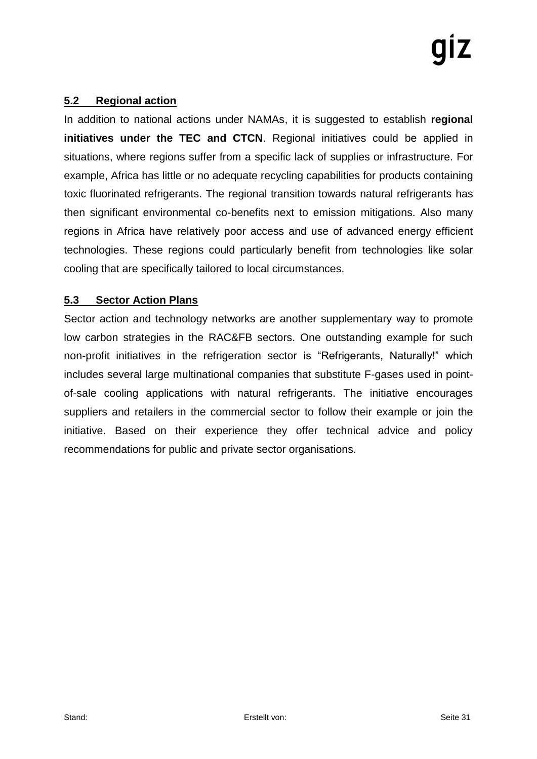### 5.2 Regional action

In addition to national actions under NAMAs, it is suggested to establish **regional initiatives under the TEC and CTCN**. Regional initiatives could be applied in situations, where regions suffer from a specific lack of supplies or infrastructure. For example, Africa has little or no adequate recycling capabilities for products containing toxic fluorinated refrigerants. The regional transition towards natural refrigerants has then significant environmental co-benefits next to emission mitigations. Also many regions in Africa have relatively poor access and use of advanced energy efficient technologies. These regions could particularly benefit from technologies like solar cooling that are specifically tailored to local circumstances.

### 5.3 Sector Action Plans

Sector action and technology networks are another supplementary way to promote low carbon strategies in the RAC&FB sectors. One outstanding example for such non-profit initiatives in the refrigeration sector is "Refrigerants, Naturally!" which includes several large multinational companies that substitute F-gases used in point-of-sale cooling applications with natural refrigerants. The initiative encourages suppliers and retailers in the commercial sector to follow their example or join the initiative. Based on their experience they offer technical advice and policy recommendations for public and private sector organisations.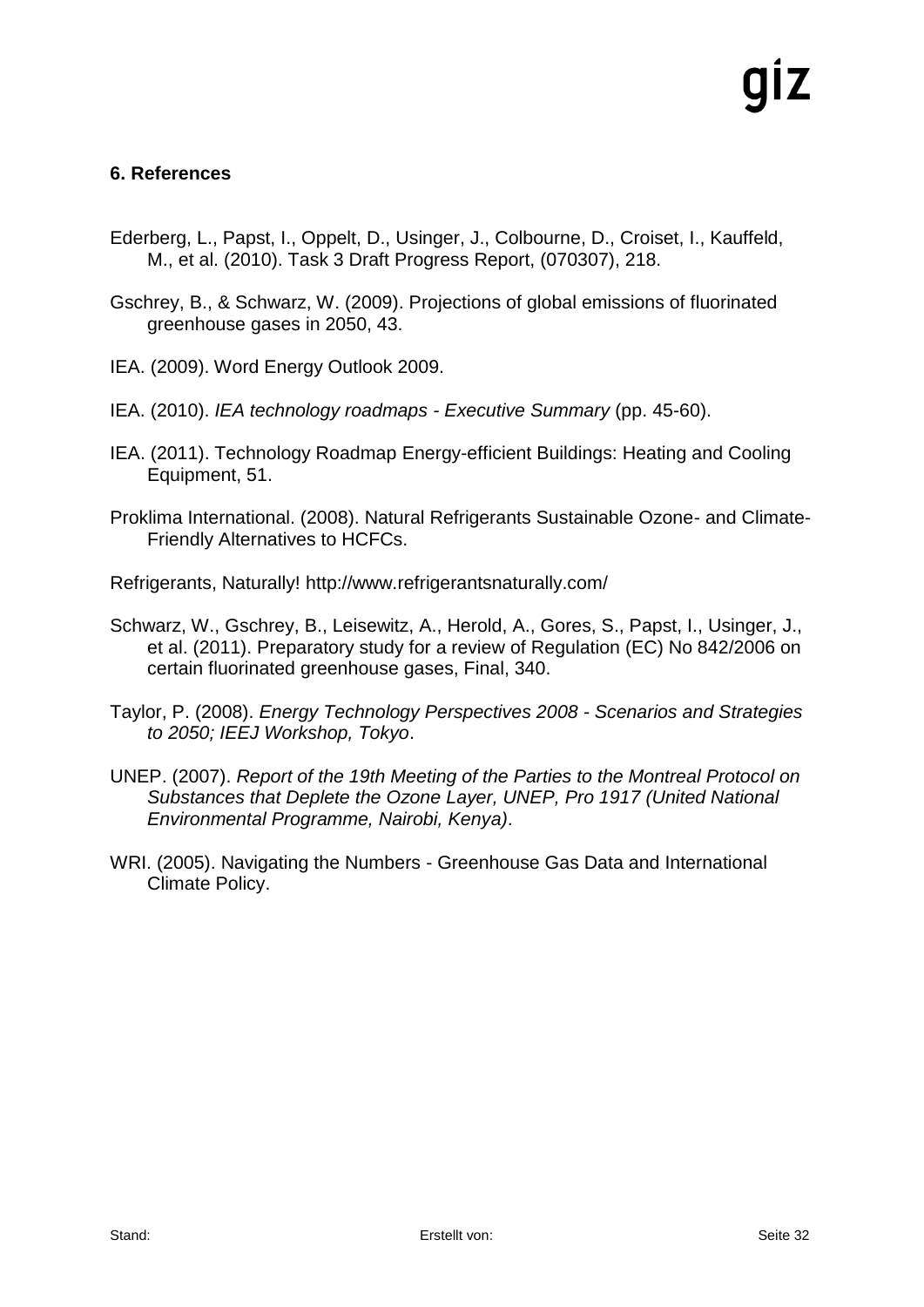## 6. References

Ederberg, L., Papst, I., Oppelt, D., Usinger, J., Colbourne, D., Croiset, I., Kauffeld, M., et al. (2010). Task 3 Draft Progress Report, (070307), 218.

Gschrey, B., & Schwarz, W. (2009). Projections of global emissions of fluorinated greenhouse gases in 2050, 43.

IEA. (2009). Word Energy Outlook 2009.

IEA. (2010). *IEA technology roadmaps - Executive Summary* (pp. 45-60).

IEA. (2011). Technology Roadmap Energy-efficient Buildings: Heating and Cooling Equipment, 51.

Proklima International. (2008). Natural Refrigerants Sustainable Ozone- and Climate-Friendly Alternatives to HCFCs.

Refrigerants, Naturally! http://www.refrigerantsnaturally.com/

Schwarz, W., Gschrey, B., Leisewitz, A., Herold, A., Gores, S., Papst, I., Usinger, J., et al. (2011). Preparatory study for a review of Regulation (EC) No 842/2006 on certain fluorinated greenhouse gases, Final, 340.

Taylor, P. (2008). *Energy Technology Perspectives 2008 - Scenarios and Strategies to 2050; IEEJ Workshop, Tokyo*.

UNEP. (2007). *Report of the 19th Meeting of the Parties to the Montreal Protocol on Substances that Deplete the Ozone Layer, UNEP, Pro 1917 (United National Environmental Programme, Nairobi, Kenya)*.

WRI. (2005). Navigating the Numbers - Greenhouse Gas Data and International Climate Policy.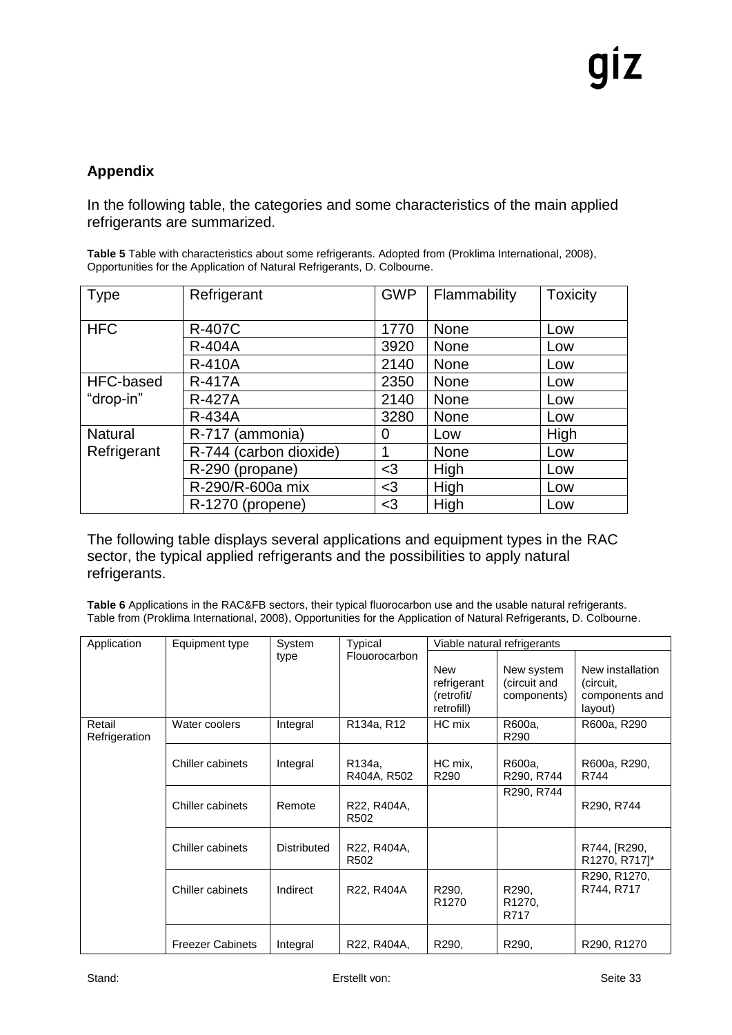## Appendix

In the following table, the categories and some characteristics of the main applied refrigerants are summarized.

**Table 5** Table with characteristics about some refrigerants. Adopted from (Proklima International, 2008), Opportunities for the Application of Natural Refrigerants, D. Colbourne.

| Type | Refrigerant | GWP | Flammability | Toxicity |
|---|---|---|---|---|
| HFC | R-407C | 1770 | None | Low |
| | R-404A | 3920 | None | Low |
| | R-410A | 2140 | None | Low |
| HFC-based “drop-in” | R-417A | 2350 | None | Low |
| | R-427A | 2140 | None | Low |
| | R-434A | 3280 | None | Low |
| Natural Refrigerant | R-717 (ammonia) | 0 | Low | High |
| | R-744 (carbon dioxide) | 1 | None | Low |
| | R-290 (propane) | <3 | High | Low |
| | R-290/R-600a mix | <3 | High | Low |
| | R-1270 (propene) | <3 | High | Low |

The following table displays several applications and equipment types in the RAC sector, the typical applied refrigerants and the possibilities to apply natural refrigerants.

**Table 6** Applications in the RAC&FB sectors, their typical fluorocarbon use and the usable natural refrigerants. Table from (Proklima International, 2008), Opportunities for the Application of Natural Refrigerants, D. Colbourne.

| Application | Equipment type | System type | Typical Flouorocarbon | Viable natural refrigerants | | |
|---|---|---|---|---|---|---|
| | | | | New refrigerant (retrofit/ retrofill) | New system (circuit and components) | New installation (circuit, components and layout) |
| Retail Refrigeration | Water coolers | Integral | R134a, R12 | HC mix | R600a, R290 | R600a, R290 |
| | Chiller cabinets | Integral | R134a, R404A, R502 | HC mix, R290 | R600a, R290, R744 | R600a, R290, R744 |
| | Chiller cabinets | Remote | R22, R404A, R502 | | R290, R744 | R290, R744 |
| | Chiller cabinets | Distributed | R22, R404A, R502 | | | R744, [R290, R1270, R717]* |
| | Chiller cabinets | Indirect | R22, R404A | R290, R1270 | R290, R1270, R717 | R290, R1270, R744, R717 |
| | Freezer Cabinets | Integral | R22, R404A, | R290, | R290, | R290, R1270 |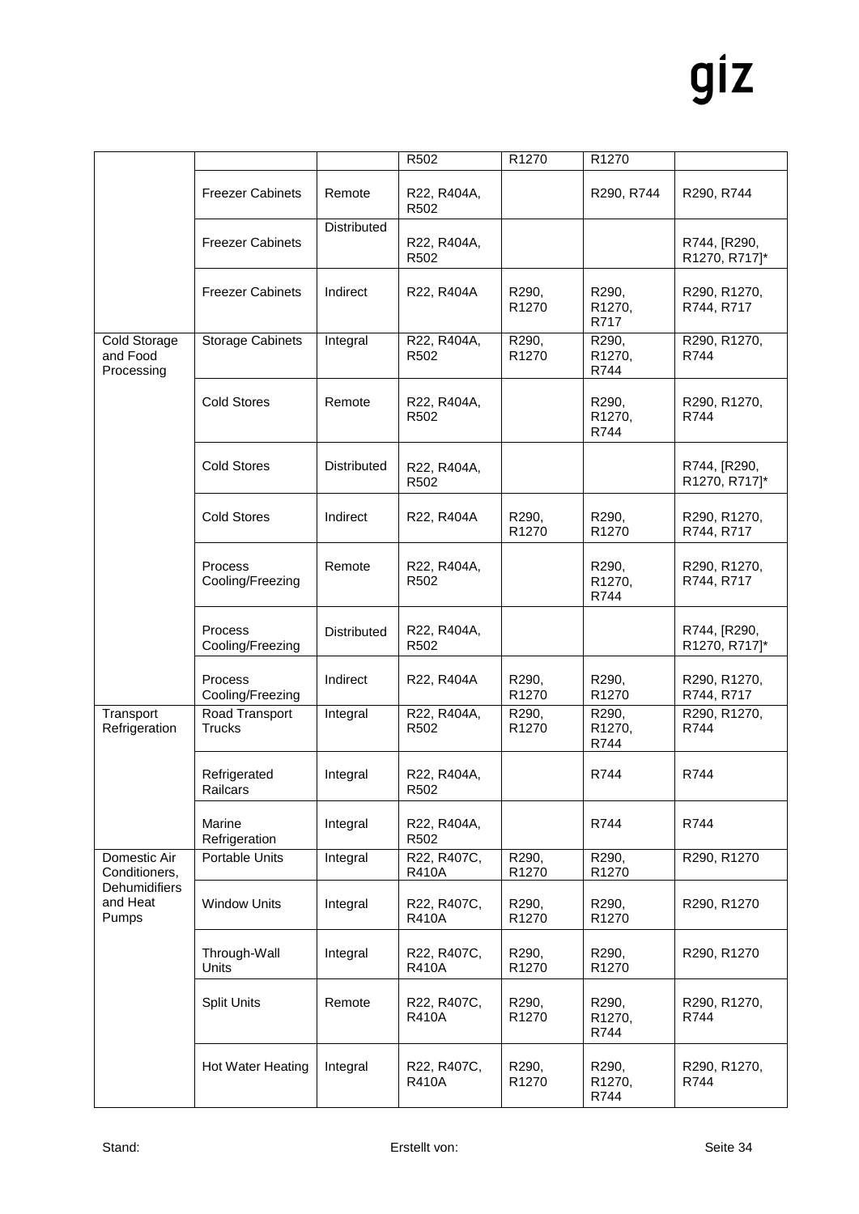| | | | | | | |
|---|---|---|---|---|---|---|
| | | | R502 | R1270 | R1270 | |
| | Freezer Cabinets | Remote | R22, R404A, R502 | | R290, R744 | R290, R744 |
| | Freezer Cabinets | Distributed | R22, R404A, R502 | | | R744, [R290, R1270, R717]* |
| | Freezer Cabinets | Indirect | R22, R404A | R290, R1270 | R290, R1270, R717 | R290, R1270, R744, R717 |
| Cold Storage and Food Processing | Storage Cabinets | Integral | R22, R404A, R502 | R290, R1270 | R290, R1270, R744 | R290, R1270, R744 |
| | Cold Stores | Remote | R22, R404A, R502 | | R290, R1270, R744 | R290, R1270, R744 |
| | Cold Stores | Distributed | R22, R404A, R502 | | | R744, [R290, R1270, R717]* |
| | Cold Stores | Indirect | R22, R404A | R290, R1270 | R290, R1270 | R290, R1270, R744, R717 |
| | Process Cooling/Freezing | Remote | R22, R404A, R502 | | R290, R1270, R744 | R290, R1270, R744, R717 |
| | Process Cooling/Freezing | Distributed | R22, R404A, R502 | | | R744, [R290, R1270, R717]* |
| | Process Cooling/Freezing | Indirect | R22, R404A | R290, R1270 | R290, R1270 | R290, R1270, R744, R717 |
| Transport Refrigeration | Road Transport Trucks | Integral | R22, R404A, R502 | R290, R1270 | R290, R1270, R744 | R290, R1270, R744 |
| | Refrigerated Railcars | Integral | R22, R404A, R502 | | R744 | R744 |
| | Marine Refrigeration | Integral | R22, R404A, R502 | | R744 | R744 |
| Domestic Air Conditioners, Dehumidifiers and Heat Pumps | Portable Units | Integral | R22, R407C, R410A | R290, R1270 | R290, R1270 | R290, R1270 |
| | Window Units | Integral | R22, R407C, R410A | R290, R1270 | R290, R1270 | R290, R1270 |
| | Through-Wall Units | Integral | R22, R407C, R410A | R290, R1270 | R290, R1270 | R290, R1270 |
| | Split Units | Remote | R22, R407C, R410A | R290, R1270 | R290, R1270, R744 | R290, R1270, R744 |
| | Hot Water Heating | Integral | R22, R407C, R410A | R290, R1270 | R290, R1270, R744 | R290, R1270, R744 |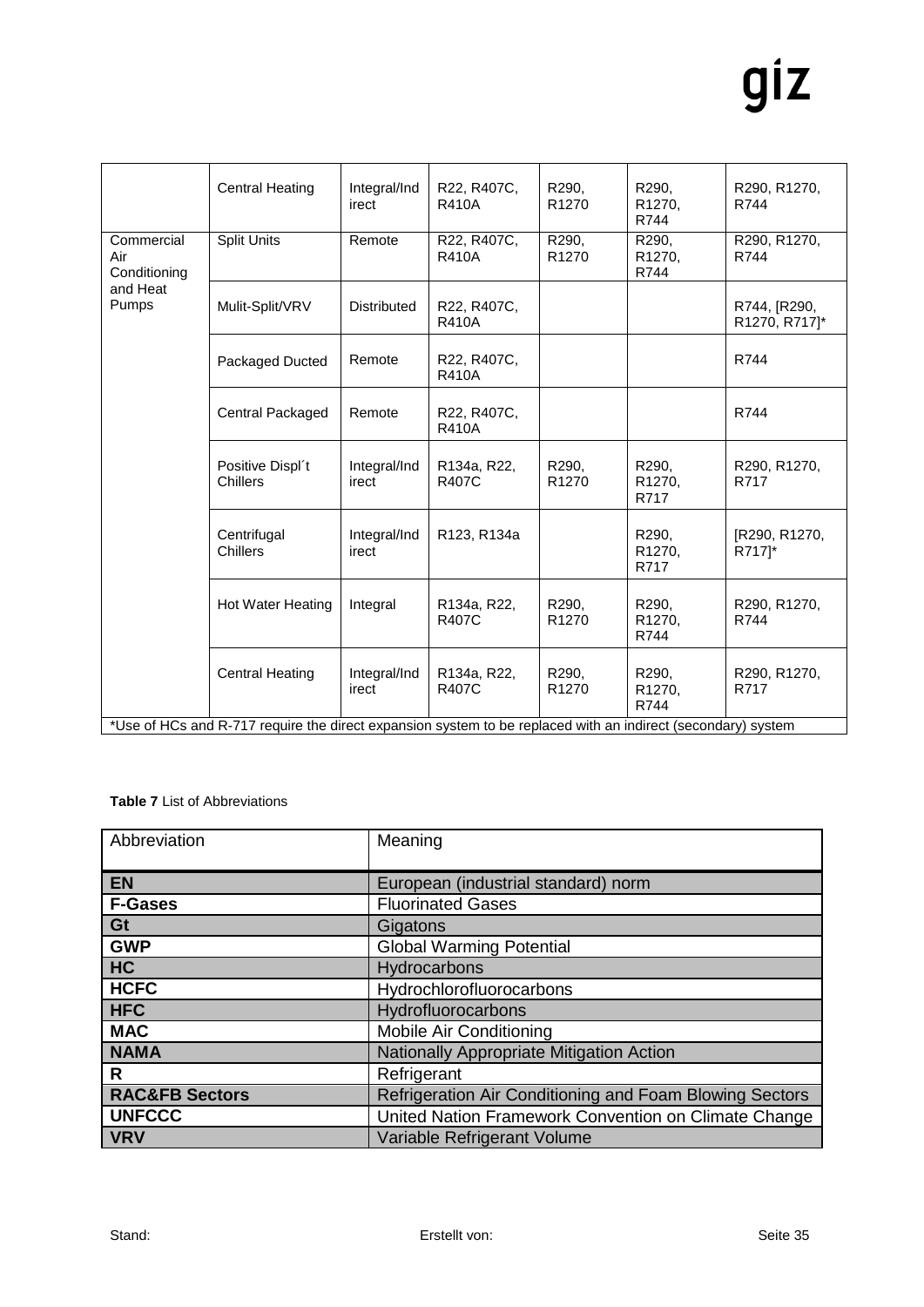| | | | | | | |
|---|---|---|---|---|---|---|
| | Central Heating | Integral/Indirect | R22, R407C, R410A | R290, R1270 | R290, R1270, R744 | R290, R1270, R744 |
| Commercial Air Conditioning and Heat Pumps | Split Units | Remote | R22, R407C, R410A | R290, R1270 | R290, R1270, R744 | R290, R1270, R744 |
| | Mulit-Split/VRV | Distributed | R22, R407C, R410A | | | R744, [R290, R1270, R717]* |
| | Packaged Ducted | Remote | R22, R407C, R410A | | | R744 |
| | Central Packaged | Remote | R22, R407C, R410A | | | R744 |
| | Positive Displ´t Chillers | Integral/Indirect | R134a, R22, R407C | R290, R1270 | R290, R1270, R717 | R290, R1270, R717 |
| | Centrifugal Chillers | Integral/Indirect | R123, R134a | | R290, R1270, R717 | [R290, R1270, R717]* |
| | Hot Water Heating | Integral | R134a, R22, R407C | R290, R1270 | R290, R1270, R744 | R290, R1270, R744 |
| | Central Heating | Integral/Indirect | R134a, R22, R407C | R290, R1270 | R290, R1270, R744 | R290, R1270, R717 |

*Use of HCs and R-717 require the direct expansion system to be replaced with an indirect (secondary) system

**Table 7** List of Abbreviations

| Abbreviation | Meaning |
|---|---|
| **EN** | European (industrial standard) norm |
| **F-Gases** | Fluorinated Gases |
| **Gt** | Gigatons |
| **GWP** | Global Warming Potential |
| **HC** | Hydrocarbons |
| **HCFC** | Hydrochlorofluorocarbons |
| **HFC** | Hydrofluorocarbons |
| **MAC** | Mobile Air Conditioning |
| **NAMA** | Nationally Appropriate Mitigation Action |
| **R** | Refrigerant |
| **RAC&FB Sectors** | Refrigeration Air Conditioning and Foam Blowing Sectors |
| **UNFCCC** | United Nation Framework Convention on Climate Change |
| **VRV** | Variable Refrigerant Volume |